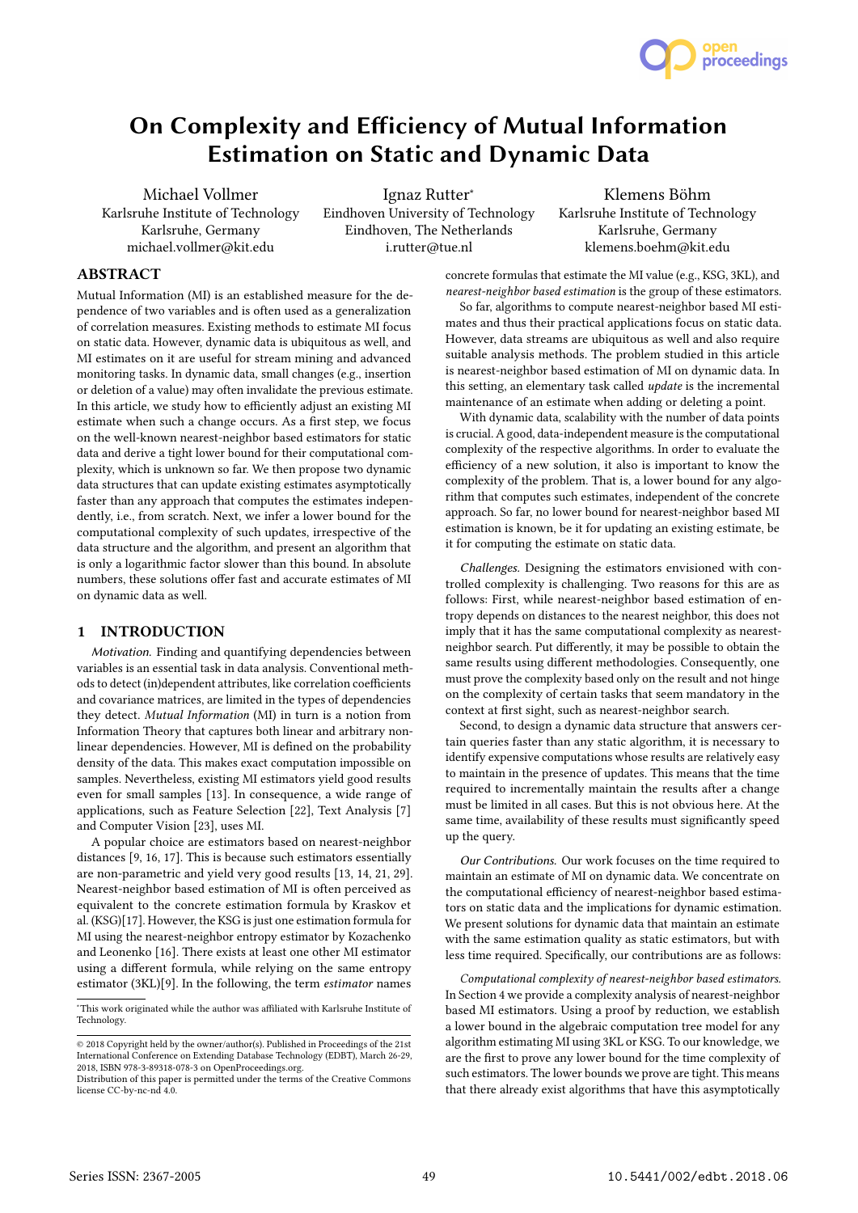# On Complexity and Efficiency of Mutual Information Estimation on Static and Dynamic Data

Michael Vollmer
Karlsruhe Institute of Technology
Karlsruhe, Germany
michael.vollmer@kit.edu

Ignaz Rutter*
Eindhoven University of Technology
Eindhoven, The Netherlands
i.rutter@tue.nl

Klemens Böhm
Karlsruhe Institute of Technology
Karlsruhe, Germany
klemens.boehm@kit.edu

## ABSTRACT

Mutual Information (MI) is an established measure for the dependence of two variables and is often used as a generalization of correlation measures. Existing methods to estimate MI focus on static data. However, dynamic data is ubiquitous as well, and MI estimates on it are useful for stream mining and advanced monitoring tasks. In dynamic data, small changes (e.g., insertion or deletion of a value) may often invalidate the previous estimate. In this article, we study how to efficiently adjust an existing MI estimate when such a change occurs. As a first step, we focus on the well-known nearest-neighbor based estimators for static data and derive a tight lower bound for their computational complexity, which is unknown so far. We then propose two dynamic data structures that can update existing estimates asymptotically faster than any approach that computes the estimates independently, i.e., from scratch. Next, we infer a lower bound for the computational complexity of such updates, irrespective of the data structure and the algorithm, and present an algorithm that is only a logarithmic factor slower than this bound. In absolute numbers, these solutions offer fast and accurate estimates of MI on dynamic data as well.

## 1 INTRODUCTION

*Motivation.* Finding and quantifying dependencies between variables is an essential task in data analysis. Conventional methods to detect (in)dependent attributes, like correlation coefficients and covariance matrices, are limited in the types of dependencies they detect. *Mutual Information* (MI) in turn is a notion from Information Theory that captures both linear and arbitrary nonlinear dependencies. However, MI is defined on the probability density of the data. This makes exact computation impossible on samples. Nevertheless, existing MI estimators yield good results even for small samples [13]. In consequence, a wide range of applications, such as Feature Selection [22], Text Analysis [7] and Computer Vision [23], uses MI.

A popular choice are estimators based on nearest-neighbor distances [9, 16, 17]. This is because such estimators essentially are non-parametric and yield very good results [13, 14, 21, 29]. Nearest-neighbor based estimation of MI is often perceived as equivalent to the concrete estimation formula by Kraskov et al. (KSG)[17]. However, the KSG is just one estimation formula for MI using the nearest-neighbor entropy estimator by Kozachenko and Leonenko [16]. There exists at least one other MI estimator using a different formula, while relying on the same entropy estimator (3KL)[9]. In the following, the term *estimator* names concrete formulas that estimate the MI value (e.g., KSG, 3KL), and *nearest-neighbor based estimation* is the group of these estimators.

So far, algorithms to compute nearest-neighbor based MI estimates and thus their practical applications focus on static data. However, data streams are ubiquitous as well and also require suitable analysis methods. The problem studied in this article is nearest-neighbor based estimation of MI on dynamic data. In this setting, an elementary task called *update* is the incremental maintenance of an estimate when adding or deleting a point.

With dynamic data, scalability with the number of data points is crucial. A good, data-independent measure is the computational complexity of the respective algorithms. In order to evaluate the efficiency of a new solution, it also is important to know the complexity of the problem. That is, a lower bound for any algorithm that computes such estimates, independent of the concrete approach. So far, no lower bound for nearest-neighbor based MI estimation is known, be it for updating an existing estimate, be it for computing the estimate on static data.

*Challenges.* Designing the estimators envisioned with controlled complexity is challenging. Two reasons for this are as follows: First, while nearest-neighbor based estimation of entropy depends on distances to the nearest neighbor, this does not imply that it has the same computational complexity as nearest-neighbor search. Put differently, it may be possible to obtain the same results using different methodologies. Consequently, one must prove the complexity based only on the result and not hinge on the complexity of certain tasks that seem mandatory in the context at first sight, such as nearest-neighbor search.

Second, to design a dynamic data structure that answers certain queries faster than any static algorithm, it is necessary to identify expensive computations whose results are relatively easy to maintain in the presence of updates. This means that the time required to incrementally maintain the results after a change must be limited in all cases. But this is not obvious here. At the same time, availability of these results must significantly speed up the query.

*Our Contributions.* Our work focuses on the time required to maintain an estimate of MI on dynamic data. We concentrate on the computational efficiency of nearest-neighbor based estimators on static data and the implications for dynamic estimation. We present solutions for dynamic data that maintain an estimate with the same estimation quality as static estimators, but with less time required. Specifically, our contributions are as follows:

*Computational complexity of nearest-neighbor based estimators.* In Section 4 we provide a complexity analysis of nearest-neighbor based MI estimators. Using a proof by reduction, we establish a lower bound in the algebraic computation tree model for any algorithm estimating MI using 3KL or KSG. To our knowledge, we are the first to prove any lower bound for the time complexity of such estimators. The lower bounds we prove are tight. This means that there already exist algorithms that have this asymptotically

---

*This work originated while the author was affiliated with Karlsruhe Institute of Technology.

© 2018 Copyright held by the owner/author(s). Published in Proceedings of the 21st International Conference on Extending Database Technology (EDBT), March 26-29, 2018, ISBN 978-3-89318-078-3 on OpenProceedings.org.
Distribution of this paper is permitted under the terms of the Creative Commons license CC-by-nc-nd 4.0.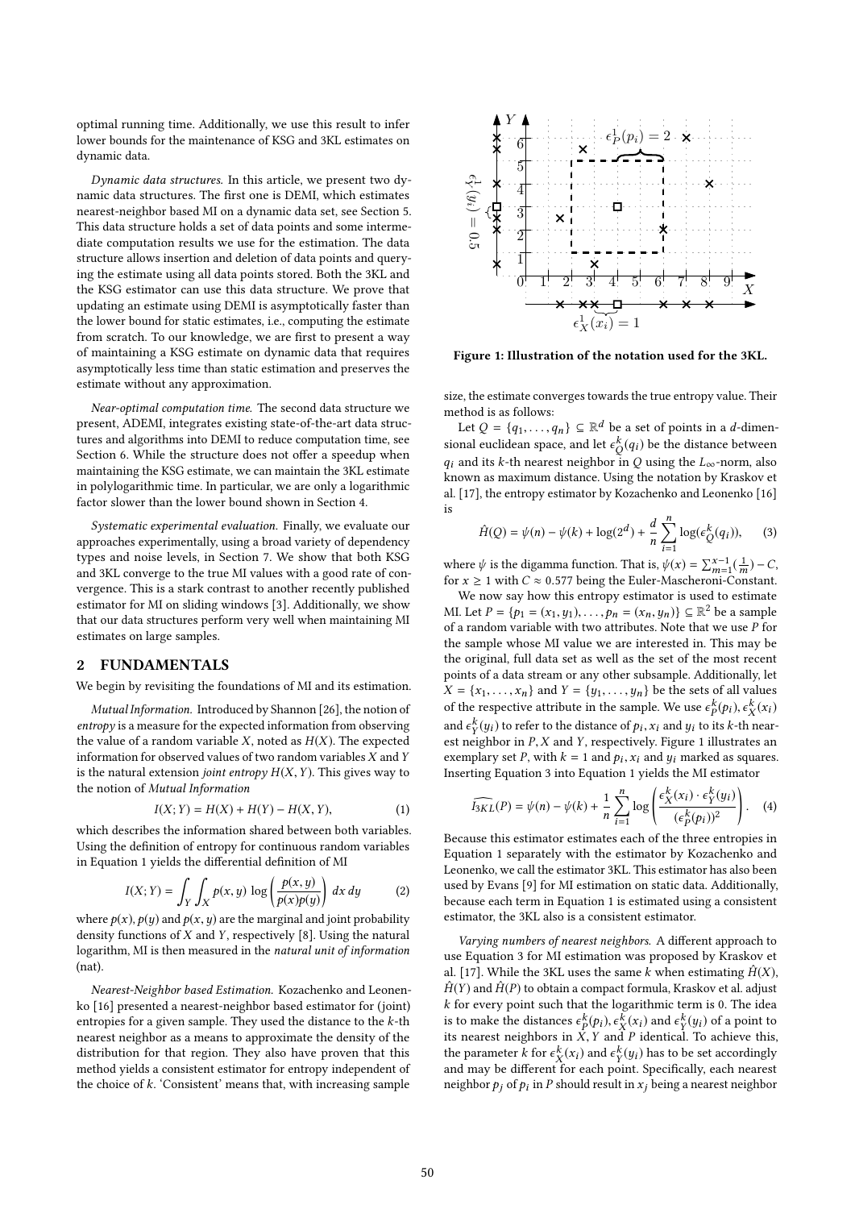optimal running time. Additionally, we use this result to infer lower bounds for the maintenance of KSG and 3KL estimates on dynamic data.

*Dynamic data structures.* In this article, we present two dynamic data structures. The first one is DEMI, which estimates nearest-neighbor based MI on a dynamic data set, see Section 5. This data structure holds a set of data points and some intermediate computation results we use for the estimation. The data structure allows insertion and deletion of data points and querying the estimate using all data points stored. Both the 3KL and the KSG estimator can use this data structure. We prove that updating an estimate using DEMI is asymptotically faster than the lower bound for static estimates, i.e., computing the estimate from scratch. To our knowledge, we are first to present a way of maintaining a KSG estimate on dynamic data that requires asymptotically less time than static estimation and preserves the estimate without any approximation.

*Near-optimal computation time.* The second data structure we present, ADEMI, integrates existing state-of-the-art data structures and algorithms into DEMI to reduce computation time, see Section 6. While the structure does not offer a speedup when maintaining the KSG estimate, we can maintain the 3KL estimate in polylogarithmic time. In particular, we are only a logarithmic factor slower than the lower bound shown in Section 4.

*Systematic experimental evaluation.* Finally, we evaluate our approaches experimentally, using a broad variety of dependency types and noise levels, in Section 7. We show that both KSG and 3KL converge to the true MI values with a good rate of convergence. This is a stark contrast to another recently published estimator for MI on sliding windows [3]. Additionally, we show that our data structures perform very well when maintaining MI estimates on large samples.

## 2 FUNDAMENTALS

We begin by revisiting the foundations of MI and its estimation.

*Mutual Information.* Introduced by Shannon [26], the notion of *entropy* is a measure for the expected information from observing the value of a random variable $X$, noted as $H(X)$. The expected information for observed values of two random variables $X$ and $Y$ is the natural extension *joint entropy* $H(X, Y)$. This gives way to the notion of *Mutual Information*

$$I(X; Y) = H(X) + H(Y) - H(X, Y), \tag{1}$$

which describes the information shared between both variables. Using the definition of entropy for continuous random variables in Equation 1 yields the differential definition of MI

$$I(X; Y) = \int_Y \int_X p(x, y) \log\left(\frac{p(x, y)}{p(x)p(y)}\right) dx\, dy \tag{2}$$

where $p(x)$, $p(y)$ and $p(x, y)$ are the marginal and joint probability density functions of $X$ and $Y$, respectively [8]. Using the natural logarithm, MI is then measured in the *natural unit of information* (nat).

*Nearest-Neighbor based Estimation.* Kozachenko and Leonenko [16] presented a nearest-neighbor based estimator for (joint) entropies for a given sample. They used the distance to the $k$-th nearest neighbor as a means to approximate the density of the distribution for that region. They also have proven that this method yields a consistent estimator for entropy independent of the choice of $k$. 'Consistent' means that, with increasing sample size, the estimate converges towards the true entropy value. Their method is as follows:

**Figure 1: Illustration of the notation used for the 3KL.**

Let $Q = \{q_1, \ldots, q_n\} \subseteq \mathbb{R}^d$ be a set of points in a $d$-dimensional euclidean space, and let $\epsilon_Q^k(q_i)$ be the distance between $q_i$ and its $k$-th nearest neighbor in $Q$ using the $L_\infty$-norm, also known as maximum distance. Using the notation by Kraskov et al. [17], the entropy estimator by Kozachenko and Leonenko [16] is

$$\hat{H}(Q) = \psi(n) - \psi(k) + \log(2^d) + \frac{d}{n}\sum_{i=1}^{n}\log(\epsilon_Q^k(q_i)), \tag{3}$$

where $\psi$ is the digamma function. That is, $\psi(x) = \sum_{m=1}^{x-1}(\frac{1}{m}) - C$, for $x \geq 1$ with $C \approx 0.577$ being the Euler-Mascheroni-Constant.

We now say how this entropy estimator is used to estimate MI. Let $P = \{p_1 = (x_1, y_1), \ldots, p_n = (x_n, y_n)\} \subseteq \mathbb{R}^2$ be a sample of a random variable with two attributes. Note that we use $P$ for the sample whose MI value we are interested in. This may be the original, full data set as well as the set of the most recent points of a data stream or any other subsample. Additionally, let $X = \{x_1, \ldots, x_n\}$ and $Y = \{y_1, \ldots, y_n\}$ be the sets of all values of the respective attribute in the sample. We use $\epsilon_P^k(p_i)$, $\epsilon_X^k(x_i)$ and $\epsilon_Y^k(y_i)$ to refer to the distance of $p_i$, $x_i$ and $y_i$ to its $k$-th nearest neighbor in $P$, $X$ and $Y$, respectively. Figure 1 illustrates an exemplary set $P$, with $k = 1$ and $p_i$, $x_i$ and $y_i$ marked as squares. Inserting Equation 3 into Equation 1 yields the MI estimator

$$\widehat{I_{3KL}}(P) = \psi(n) - \psi(k) + \frac{1}{n}\sum_{i=1}^{n}\log\left(\frac{\epsilon_X^k(x_i) \cdot \epsilon_Y^k(y_i)}{(\epsilon_P^k(p_i))^2}\right). \tag{4}$$

Because this estimator estimates each of the three entropies in Equation 1 separately with the estimator by Kozachenko and Leonenko, we call the estimator 3KL. This estimator has also been used by Evans [9] for MI estimation on static data. Additionally, because each term in Equation 1 is estimated using a consistent estimator, the 3KL also is a consistent estimator.

*Varying numbers of nearest neighbors.* A different approach to use Equation 3 for MI estimation was proposed by Kraskov et al. [17]. While the 3KL uses the same $k$ when estimating $\hat{H}(X)$, $\hat{H}(Y)$ and $\hat{H}(P)$ to obtain a compact formula, Kraskov et al. adjust $k$ for every point such that the logarithmic term is 0. The idea is to make the distances $\epsilon_P^k(p_i)$, $\epsilon_X^k(x_i)$ and $\epsilon_Y^k(y_i)$ of a point to its nearest neighbors in $X$, $Y$ and $P$ identical. To achieve this, the parameter $k$ for $\epsilon_X^k(x_i)$ and $\epsilon_Y^k(y_i)$ has to be set accordingly and may be different for each point. Specifically, each nearest neighbor $p_j$ of $p_i$ in $P$ should result in $x_j$ being a nearest neighbor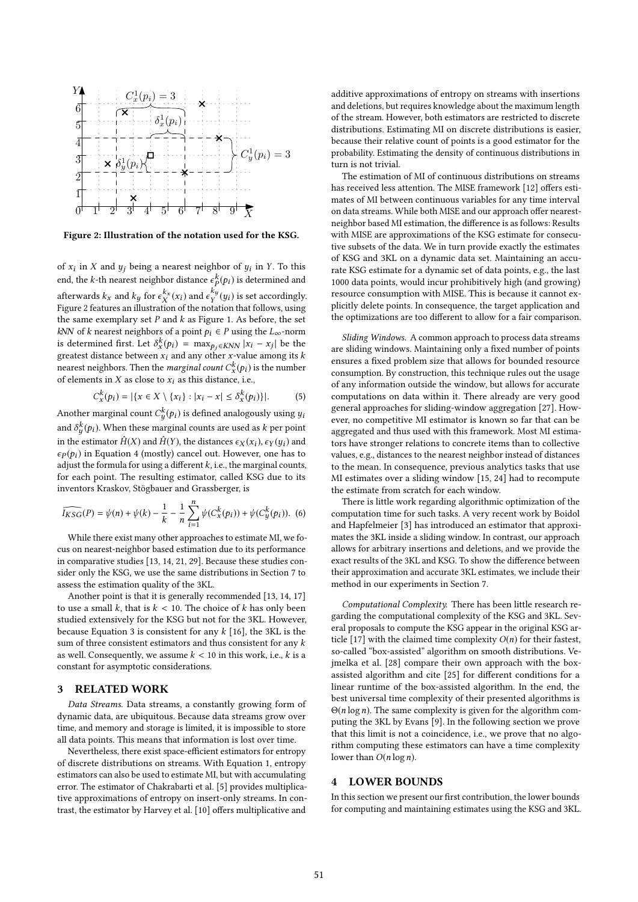Figure 2: Illustration of the notation used for the KSG.

of $x_i$ in $X$ and $y_j$ being a nearest neighbor of $y_i$ in $Y$. To this end, the $k$-th nearest neighbor distance $\epsilon_P^k(p_i)$ is determined and afterwards $k_x$ and $k_y$ for $\epsilon_X^{k_x}(x_i)$ and $\epsilon_Y^{k_y}(y_i)$ is set accordingly. Figure 2 features an illustration of the notation that follows, using the same exemplary set $P$ and $k$ as Figure 1. As before, the set $kNN$ of $k$ nearest neighbors of a point $p_i \in P$ using the $L_\infty$-norm is determined first. Let $\delta_x^k(p_i) = \max_{p_j \in KNN} |x_i - x_j|$ be the greatest distance between $x_i$ and any other $x$-value among its $k$ nearest neighbors. Then the *marginal count* $C_x^k(p_i)$ is the number of elements in $X$ as close to $x_i$ as this distance, i.e.,

$$C_x^k(p_i) = |\{x \in X \setminus \{x_i\} : |x_i - x| \leq \delta_x^k(p_i)\}|. \quad (5)$$

Another marginal count $C_y^k(p_i)$ is defined analogously using $y_i$ and $\delta_y^k(p_i)$. When these marginal counts are used as $k$ per point in the estimator $\hat{H}(X)$ and $\hat{H}(Y)$, the distances $\epsilon_X(x_i)$, $\epsilon_Y(y_i)$ and $\epsilon_P(p_i)$ in Equation 4 (mostly) cancel out. However, one has to adjust the formula for using a different $k$, i.e., the marginal counts, for each point. The resulting estimator, called KSG due to its inventors Kraskov, Stögbauer and Grassberger, is

$$\widehat{I_{KSG}}(P) = \psi(n) + \psi(k) - \frac{1}{k} - \frac{1}{n}\sum_{i=1}^{n} \psi(C_x^k(p_i)) + \psi(C_y^k(p_i)). \quad (6)$$

While there exist many other approaches to estimate MI, we focus on nearest-neighbor based estimation due to its performance in comparative studies [13, 14, 21, 29]. Because these studies consider only the KSG, we use the same distributions in Section 7 to assess the estimation quality of the 3KL.

Another point is that it is generally recommended [13, 14, 17] to use a small $k$, that is $k < 10$. The choice of $k$ has only been studied extensively for the KSG but not for the 3KL. However, because Equation 3 is consistent for any $k$ [16], the 3KL is the sum of three consistent estimators and thus consistent for any $k$ as well. Consequently, we assume $k < 10$ in this work, i.e., $k$ is a constant for asymptotic considerations.

## 3 RELATED WORK

*Data Streams.* Data streams, a constantly growing form of dynamic data, are ubiquitous. Because data streams grow over time, and memory and storage is limited, it is impossible to store all data points. This means that information is lost over time.

Nevertheless, there exist space-efficient estimators for entropy of discrete distributions on streams. With Equation 1, entropy estimators can also be used to estimate MI, but with accumulating error. The estimator of Chakrabarti et al. [5] provides multiplicative approximations of entropy on insert-only streams. In contrast, the estimator by Harvey et al. [10] offers multiplicative and additive approximations of entropy on streams with insertions and deletions, but requires knowledge about the maximum length of the stream. However, both estimators are restricted to discrete distributions. Estimating MI on discrete distributions is easier, because their relative count of points is a good estimator for the probability. Estimating the density of continuous distributions in turn is not trivial.

The estimation of MI of continuous distributions on streams has received less attention. The MISE framework [12] offers estimates of MI between continuous variables for any time interval on data streams. While both MISE and our approach offer nearest-neighbor based MI estimation, the difference is as follows: Results with MISE are approximations of the KSG estimate for consecutive subsets of the data. We in turn provide exactly the estimates of KSG and 3KL on a dynamic data set. Maintaining an accurate KSG estimate for a dynamic set of data points, e.g., the last 1000 data points, would incur prohibitively high (and growing) resource consumption with MISE. This is because it cannot explicitly delete points. In consequence, the target application and the optimizations are too different to allow for a fair comparison.

*Sliding Windows.* A common approach to process data streams are sliding windows. Maintaining only a fixed number of points ensures a fixed problem size that allows for bounded resource consumption. By construction, this technique rules out the usage of any information outside the window, but allows for accurate computations on data within it. There already are very good general approaches for sliding-window aggregation [27]. However, no competitive MI estimator is known so far that can be aggregated and thus used with this framework. Most MI estimators have stronger relations to concrete items than to collective values, e.g., distances to the nearest neighbor instead of distances to the mean. In consequence, previous analytics tasks that use MI estimates over a sliding window [15, 24] had to recompute the estimate from scratch for each window.

There is little work regarding algorithmic optimization of the computation time for such tasks. A very recent work by Boidol and Hapfelmeier [3] has introduced an estimator that approximates the 3KL inside a sliding window. In contrast, our approach allows for arbitrary insertions and deletions, and we provide the exact results of the 3KL and KSG. To show the difference between their approximation and accurate 3KL estimates, we include their method in our experiments in Section 7.

*Computational Complexity.* There has been little research regarding the computational complexity of the KSG and 3KL. Several proposals to compute the KSG appear in the original KSG article [17] with the claimed time complexity $O(n)$ for their fastest, so-called "box-assisted" algorithm on smooth distributions. Vejmelka et al. [28] compare their own approach with the box-assisted algorithm and cite [25] for different conditions for a linear runtime of the box-assisted algorithm. In the end, the best universal time complexity of their presented algorithms is $\Theta(n \log n)$. The same complexity is given for the algorithm computing the 3KL by Evans [9]. In the following section we prove that this limit is not a coincidence, i.e., we prove that no algorithm computing these estimators can have a time complexity lower than $O(n \log n)$.

## 4 LOWER BOUNDS

In this section we present our first contribution, the lower bounds for computing and maintaining estimates using the KSG and 3KL.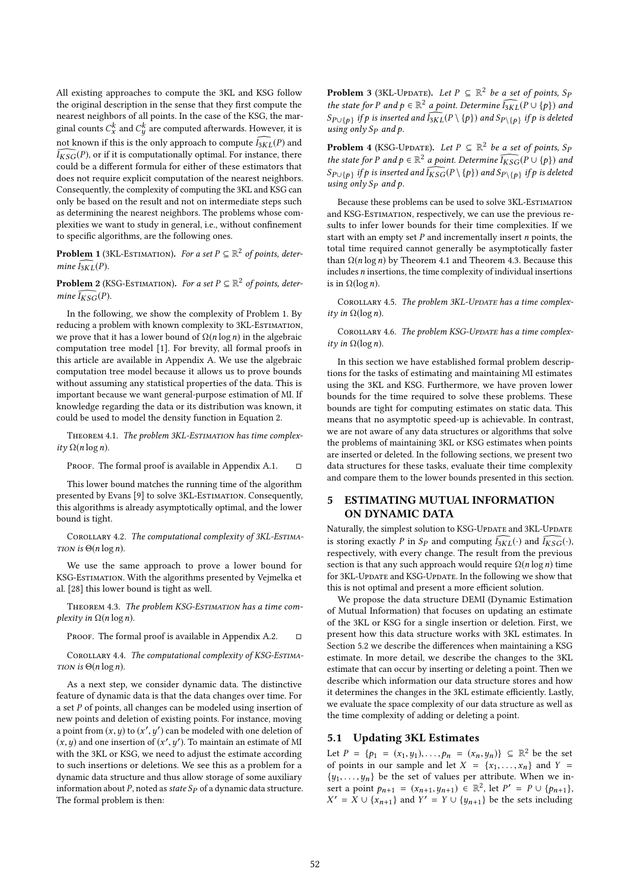All existing approaches to compute the 3KL and KSG follow the original description in the sense that they first compute the nearest neighbors of all points. In the case of the KSG, the marginal counts $C_x^k$ and $C_y^k$ are computed afterwards. However, it is not known if this is the only approach to compute $\widehat{I_{3KL}}(P)$ and $\widehat{I_{KSG}}(P)$, or if it is computationally optimal. For instance, there could be a different formula for either of these estimators that does not require explicit computation of the nearest neighbors. Consequently, the complexity of computing the 3KL and KSG can only be based on the result and not on intermediate steps such as determining the nearest neighbors. The problems whose complexities we want to study in general, i.e., without confinement to specific algorithms, are the following ones.

**Problem 1** (3KL-Estimation). *For a set $P \subseteq \mathbb{R}^2$ of points, determine $\widehat{I_{3KL}}(P)$.*

**Problem 2** (KSG-Estimation). *For a set $P \subseteq \mathbb{R}^2$ of points, determine $\widehat{I_{KSG}}(P)$.*

In the following, we show the complexity of Problem 1. By reducing a problem with known complexity to 3KL-Estimation, we prove that it has a lower bound of $\Omega(n \log n)$ in the algebraic computation tree model [1]. For brevity, all formal proofs in this article are available in Appendix A. We use the algebraic computation tree model because it allows us to prove bounds without assuming any statistical properties of the data. This is important because we want general-purpose estimation of MI. If knowledge regarding the data or its distribution was known, it could be used to model the density function in Equation 2.

Theorem 4.1. *The problem 3KL-Estimation has time complexity $\Omega(n \log n)$.*

Proof. The formal proof is available in Appendix A.1. □

This lower bound matches the running time of the algorithm presented by Evans [9] to solve 3KL-Estimation. Consequently, this algorithms is already asymptotically optimal, and the lower bound is tight.

Corollary 4.2. *The computational complexity of 3KL-Estimation is $\Theta(n \log n)$.*

We use the same approach to prove a lower bound for KSG-Estimation. With the algorithms presented by Vejmelka et al. [28] this lower bound is tight as well.

Theorem 4.3. *The problem KSG-Estimation has a time complexity in $\Omega(n \log n)$.*

Proof. The formal proof is available in Appendix A.2. □

Corollary 4.4. *The computational complexity of KSG-Estimation is $\Theta(n \log n)$.*

As a next step, we consider dynamic data. The distinctive feature of dynamic data is that the data changes over time. For a set $P$ of points, all changes can be modeled using insertion of new points and deletion of existing points. For instance, moving a point from $(x, y)$ to $(x', y')$ can be modeled with one deletion of $(x, y)$ and one insertion of $(x', y')$. To maintain an estimate of MI with the 3KL or KSG, we need to adjust the estimate according to such insertions or deletions. We see this as a problem for a dynamic data structure and thus allow storage of some auxiliary information about $P$, noted as *state* $S_P$ of a dynamic data structure. The formal problem is then:

**Problem 3** (3KL-Update). *Let $P \subseteq \mathbb{R}^2$ be a set of points, $S_P$ the state for $P$ and $p \in \mathbb{R}^2$ a point. Determine $\widehat{I_{3KL}}(P \cup \{p\})$ and $S_{P \cup \{p\}}$ if $p$ is inserted and $\widehat{I_{3KL}}(P \setminus \{p\})$ and $S_{P \setminus \{p\}}$ if $p$ is deleted using only $S_P$ and $p$.*

**Problem 4** (KSG-Update). *Let $P \subseteq \mathbb{R}^2$ be a set of points, $S_P$ the state for $P$ and $p \in \mathbb{R}^2$ a point. Determine $\widehat{I_{KSG}}(P \cup \{p\})$ and $S_{P \cup \{p\}}$ if $p$ is inserted and $\widehat{I_{KSG}}(P \setminus \{p\})$ and $S_{P \setminus \{p\}}$ if $p$ is deleted using only $S_P$ and $p$.*

Because these problems can be used to solve 3KL-Estimation and KSG-Estimation, respectively, we can use the previous results to infer lower bounds for their time complexities. If we start with an empty set $P$ and incrementally insert $n$ points, the total time required cannot generally be asymptotically faster than $\Omega(n \log n)$ by Theorem 4.1 and Theorem 4.3. Because this includes $n$ insertions, the time complexity of individual insertions is in $\Omega(\log n)$.

Corollary 4.5. *The problem 3KL-Update has a time complexity in $\Omega(\log n)$.*

Corollary 4.6. *The problem KSG-Update has a time complexity in $\Omega(\log n)$.*

In this section we have established formal problem descriptions for the tasks of estimating and maintaining MI estimates using the 3KL and KSG. Furthermore, we have proven lower bounds for the time required to solve these problems. These bounds are tight for computing estimates on static data. This means that no asymptotic speed-up is achievable. In contrast, we are not aware of any data structures or algorithms that solve the problems of maintaining 3KL or KSG estimates when points are inserted or deleted. In the following sections, we present two data structures for these tasks, evaluate their time complexity and compare them to the lower bounds presented in this section.

## 5 ESTIMATING MUTUAL INFORMATION ON DYNAMIC DATA

Naturally, the simplest solution to KSG-Update and 3KL-Update is storing exactly $P$ in $S_P$ and computing $\widehat{I_{3KL}}(\cdot)$ and $\widehat{I_{KSG}}(\cdot)$, respectively, with every change. The result from the previous section is that any such approach would require $\Omega(n \log n)$ time for 3KL-Update and KSG-Update. In the following we show that this is not optimal and present a more efficient solution.

We propose the data structure DEMI (Dynamic Estimation of Mutual Information) that focuses on updating an estimate of the 3KL or KSG for a single insertion or deletion. First, we present how this data structure works with 3KL estimates. In Section 5.2 we describe the differences when maintaining a KSG estimate. In more detail, we describe the changes to the 3KL estimate that can occur by inserting or deleting a point. Then we describe which information our data structure stores and how it determines the changes in the 3KL estimate efficiently. Lastly, we evaluate the space complexity of our data structure as well as the time complexity of adding or deleting a point.

### 5.1 Updating 3KL Estimates

Let $P = \{p_1 = (x_1, y_1), \ldots, p_n = (x_n, y_n)\} \subseteq \mathbb{R}^2$ be the set of points in our sample and let $X = \{x_1, \ldots, x_n\}$ and $Y = \{y_1, \ldots, y_n\}$ be the set of values per attribute. When we insert a point $p_{n+1} = (x_{n+1}, y_{n+1}) \in \mathbb{R}^2$, let $P' = P \cup \{p_{n+1}\}$, $X' = X \cup \{x_{n+1}\}$ and $Y' = Y \cup \{y_{n+1}\}$ be the sets including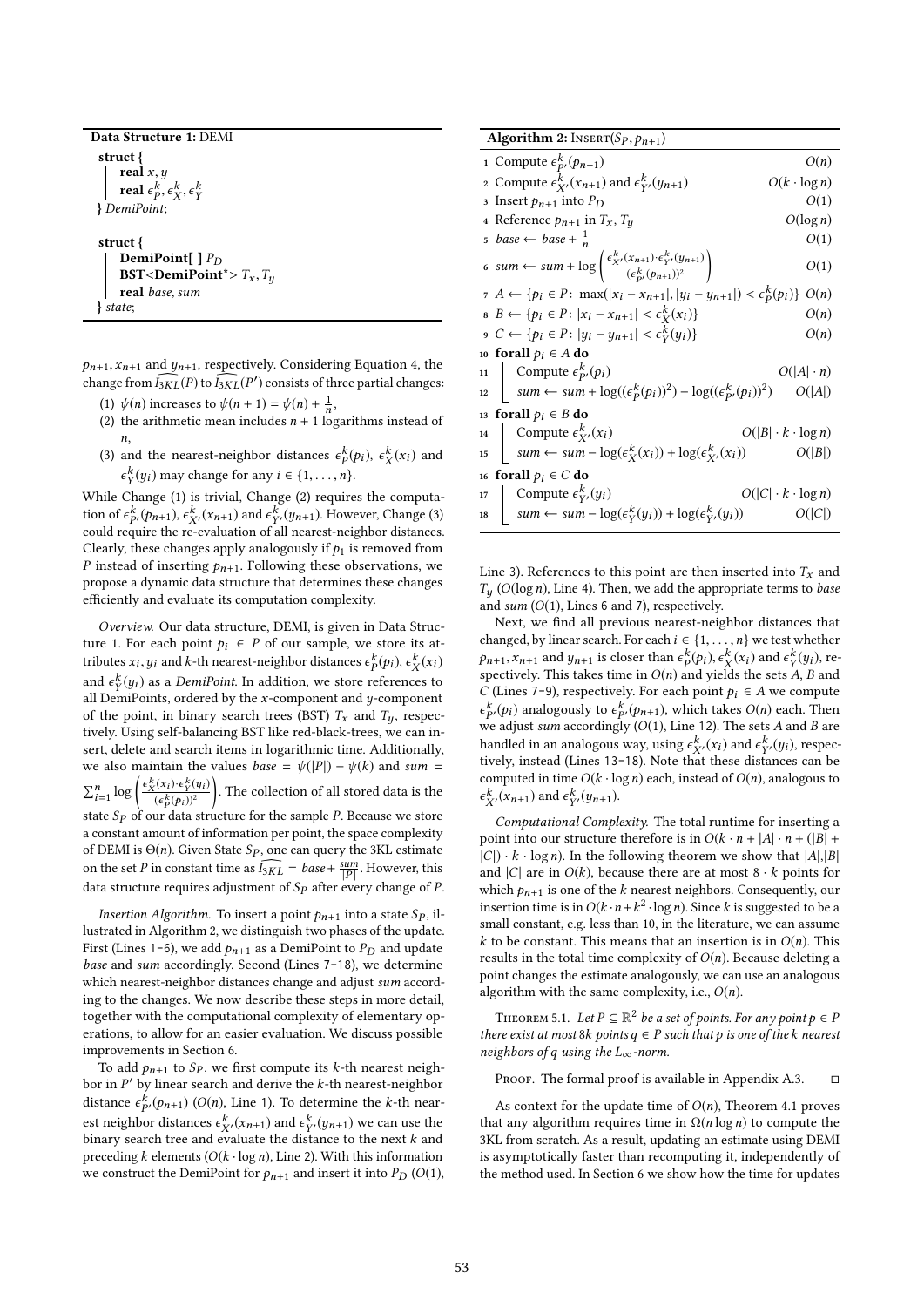**Data Structure 1:** DEMI

```
struct {
    real x, y
    real ε_P^k, ε_X^k, ε_Y^k
} DemiPoint;

struct {
    DemiPoint[ ] P_D
    BST<DemiPoint*> T_x, T_y
    real base, sum
} state;
```

$p_{n+1}, x_{n+1}$ and $y_{n+1}$, respectively. Considering Equation 4, the change from $\widehat{I_{3KL}}(P)$ to $\widehat{I_{3KL}}(P')$ consists of three partial changes:

1. $\psi(n)$ increases to $\psi(n+1) = \psi(n) + \frac{1}{n}$,
2. the arithmetic mean includes $n+1$ logarithms instead of $n$,
3. and the nearest-neighbor distances $\epsilon_P^k(p_i)$, $\epsilon_X^k(x_i)$ and $\epsilon_Y^k(y_i)$ may change for any $i \in \{1, \ldots, n\}$.

While Change (1) is trivial, Change (2) requires the computation of $\epsilon_{P'}^k(p_{n+1})$, $\epsilon_{X'}^k(x_{n+1})$ and $\epsilon_{Y'}^k(y_{n+1})$. However, Change (3) could require the re-evaluation of all nearest-neighbor distances. Clearly, these changes apply analogously if $p_1$ is removed from $P$ instead of inserting $p_{n+1}$. Following these observations, we propose a dynamic data structure that determines these changes efficiently and evaluate its computation complexity.

*Overview.* Our data structure, DEMI, is given in Data Structure 1. For each point $p_i \in P$ of our sample, we store its attributes $x_i, y_i$ and $k$-th nearest-neighbor distances $\epsilon_P^k(p_i)$, $\epsilon_X^k(x_i)$ and $\epsilon_Y^k(y_i)$ as a *DemiPoint*. In addition, we store references to all DemiPoints, ordered by the $x$-component and $y$-component of the point, in binary search trees (BST) $T_x$ and $T_y$, respectively. Using self-balancing BST like red-black-trees, we can insert, delete and search items in logarithmic time. Additionally, we also maintain the values $base = \psi(|P|) - \psi(k)$ and $sum = \sum_{i=1}^{n} \log\left(\frac{\epsilon_X^k(x_i) \cdot \epsilon_Y^k(y_i)}{(\epsilon_P^k(p_i))^2}\right)$. The collection of all stored data is the state $S_P$ of our data structure for the sample $P$. Because we store a constant amount of information per point, the space complexity of DEMI is $\Theta(n)$. Given State $S_P$, one can query the 3KL estimate on the set $P$ in constant time as $\widehat{I_{3KL}} = base + \frac{sum}{|P|}$. However, this data structure requires adjustment of $S_P$ after every change of $P$.

*Insertion Algorithm.* To insert a point $p_{n+1}$ into a state $S_P$, illustrated in Algorithm 2, we distinguish two phases of the update. First (Lines 1-6), we add $p_{n+1}$ as a DemiPoint to $P_D$ and update *base* and *sum* accordingly. Second (Lines 7-18), we determine which nearest-neighbor distances change and adjust *sum* accordingly to the changes. We now describe these steps in more detail, together with the computational complexity of elementary operations, to allow for an easier evaluation. We discuss possible improvements in Section 6.

To add $p_{n+1}$ to $S_P$, we first compute its $k$-th nearest neighbor in $P'$ by linear search and derive the $k$-th nearest-neighbor distance $\epsilon_{P'}^k(p_{n+1})$ ($O(n)$, Line 1). To determine the $k$-th nearest neighbor distances $\epsilon_{X'}^k(x_{n+1})$ and $\epsilon_{Y'}^k(y_{n+1})$ we can use the binary search tree and evaluate the distance to the next $k$ and preceding $k$ elements ($O(k \cdot \log n)$, Line 2). With this information we construct the DemiPoint for $p_{n+1}$ and insert it into $P_D$ ($O(1)$, Line 3). References to this point are then inserted into $T_x$ and $T_y$ ($O(\log n)$, Line 4). Then, we add the appropriate terms to *base* and *sum* ($O(1)$, Lines 6 and 7), respectively.

**Algorithm 2:** INSERT($S_P, p_{n+1}$)

| Line | Step | Cost |
|---|---|---|
| 1 | Compute $\epsilon_{P'}^k(p_{n+1})$ | $O(n)$ |
| 2 | Compute $\epsilon_{X'}^k(x_{n+1})$ and $\epsilon_{Y'}^k(y_{n+1})$ | $O(k \cdot \log n)$ |
| 3 | Insert $p_{n+1}$ into $P_D$ | $O(1)$ |
| 4 | Reference $p_{n+1}$ in $T_x$, $T_y$ | $O(\log n)$ |
| 5 | $base \leftarrow base + \frac{1}{n}$ | $O(1)$ |
| 6 | $sum \leftarrow sum + \log\left(\frac{\epsilon_{X'}^k(x_{n+1}) \cdot \epsilon_{Y'}^k(y_{n+1})}{(\epsilon_{P'}^k(p_{n+1}))^2}\right)$ | $O(1)$ |
| 7 | $A \leftarrow \{p_i \in P \colon \max(\lvert x_i - x_{n+1}\rvert, \lvert y_i - y_{n+1}\rvert) < \epsilon_P^k(p_i)\}$ | $O(n)$ |
| 8 | $B \leftarrow \{p_i \in P \colon \lvert x_i - x_{n+1}\rvert < \epsilon_X^k(x_i)\}$ | $O(n)$ |
| 9 | $C \leftarrow \{p_i \in P \colon \lvert y_i - y_{n+1}\rvert < \epsilon_Y^k(y_i)\}$ | $O(n)$ |
| 10 | **forall** $p_i \in A$ **do** | |
| 11 | &nbsp;&nbsp;&nbsp;&nbsp;Compute $\epsilon_{P'}^k(p_i)$ | $O(\lvert A\rvert \cdot n)$ |
| 12 | &nbsp;&nbsp;&nbsp;&nbsp;$sum \leftarrow sum + \log((\epsilon_P^k(p_i))^2) - \log((\epsilon_{P'}^k(p_i))^2)$ | $O(\lvert A\rvert)$ |
| 13 | **forall** $p_i \in B$ **do** | |
| 14 | &nbsp;&nbsp;&nbsp;&nbsp;Compute $\epsilon_{X'}^k(x_i)$ | $O(\lvert B\rvert \cdot k \cdot \log n)$ |
| 15 | &nbsp;&nbsp;&nbsp;&nbsp;$sum \leftarrow sum - \log(\epsilon_X^k(x_i)) + \log(\epsilon_{X'}^k(x_i))$ | $O(\lvert B\rvert)$ |
| 16 | **forall** $p_i \in C$ **do** | |
| 17 | &nbsp;&nbsp;&nbsp;&nbsp;Compute $\epsilon_{Y'}^k(y_i)$ | $O(\lvert C\rvert \cdot k \cdot \log n)$ |
| 18 | &nbsp;&nbsp;&nbsp;&nbsp;$sum \leftarrow sum - \log(\epsilon_Y^k(y_i)) + \log(\epsilon_{Y'}^k(y_i))$ | $O(\lvert C\rvert)$ |

Next, we find all previous nearest-neighbor distances that changed, by linear search. For each $i \in \{1, \ldots, n\}$ we test whether $p_{n+1}, x_{n+1}$ and $y_{n+1}$ is closer than $\epsilon_P^k(p_i), \epsilon_X^k(x_i)$ and $\epsilon_Y^k(y_i)$, respectively. This takes time in $O(n)$ and yields the sets $A$, $B$ and $C$ (Lines 7-9), respectively. For each point $p_i \in A$ we compute $\epsilon_{P'}^k(p_i)$ analogously to $\epsilon_{P'}^k(p_{n+1})$, which takes $O(n)$ each. Then we adjust *sum* accordingly ($O(1)$, Line 12). The sets $A$ and $B$ are handled in an analogous way, using $\epsilon_{X'}^k(x_i)$ and $\epsilon_{Y'}^k(y_i)$, respectively, instead (Lines 13-18). Note that these distances can be computed in time $O(k \cdot \log n)$ each, instead of $O(n)$, analogous to $\epsilon_{X'}^k(x_{n+1})$ and $\epsilon_{Y'}^k(y_{n+1})$.

*Computational Complexity.* The total runtime for inserting a point into our structure therefore is in $O(k \cdot n + |A| \cdot n + (|B| + |C|) \cdot k \cdot \log n)$. In the following theorem we show that $|A|$, $|B|$ and $|C|$ are in $O(k)$, because there are at most $8 \cdot k$ points for which $p_{n+1}$ is one of the $k$ nearest neighbors. Consequently, our insertion time is in $O(k \cdot n + k^2 \cdot \log n)$. Since $k$ is suggested to be a small constant, e.g. less than 10, in the literature, we can assume $k$ to be constant. This means that an insertion is in $O(n)$. This results in the total time complexity of $O(n)$. Because deleting a point changes the estimate analogously, we can use an analogous algorithm with the same complexity, i.e., $O(n)$.

THEOREM 5.1. *Let $P \subseteq \mathbb{R}^2$ be a set of points. For any point $p \in P$ there exist at most $8k$ points $q \in P$ such that $p$ is one of the $k$ nearest neighbors of $q$ using the $L_\infty$-norm.*

PROOF. The formal proof is available in Appendix A.3. □

As context for the update time of $O(n)$, Theorem 4.1 proves that any algorithm requires time in $\Omega(n \log n)$ to compute the 3KL from scratch. As a result, updating an estimate using DEMI is asymptotically faster than recomputing it, independently of the method used. In Section 6 we show how the time for updates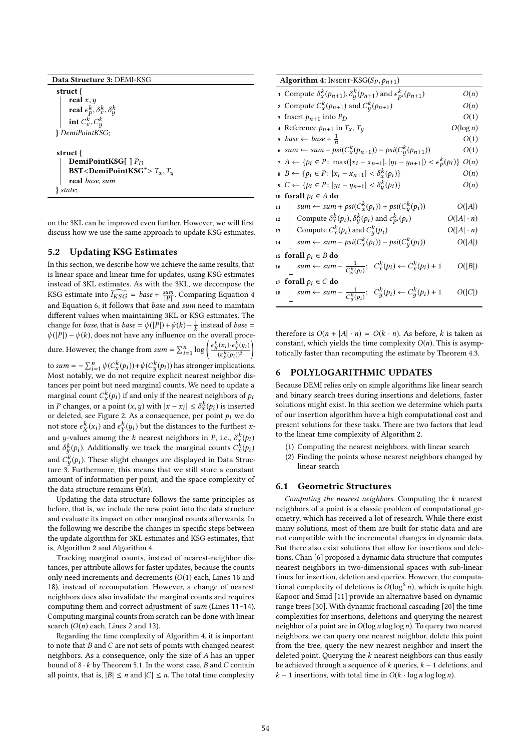**Data Structure 3:** DEMI-KSG

```
struct {
    real x, y
    real ε^k_P, δ^k_x, δ^k_y
    int C^k_x, C^k_y
} DemiPointKSG;

struct {
    DemiPointKSG[ ] P_D
    BST<DemiPointKSG*> T_x, T_y
    real base, sum
} state;
```

on the 3KL can be improved even further. However, we will first discuss how we use the same approach to update KSG estimates.

## 5.2 Updating KSG Estimates

In this section, we describe how we achieve the same results, that is linear space and linear time for updates, using KSG estimates instead of 3KL estimates. As with the 3KL, we decompose the KSG estimate into $\widehat{I_{KSG}} = base + \frac{sum}{|P|}$. Comparing Equation 4 and Equation 6, it follows that *base* and *sum* need to maintain different values when maintaining 3KL or KSG estimates. The change for *base*, that is $base = \psi(|P|) + \psi(k) - \frac{1}{k}$ instead of $base = \psi(|P|) - \psi(k)$, does not have any influence on the overall procedure. However, the change from $sum = \sum_{i=1}^{n} \log\left(\frac{\epsilon_X^k(x_i)\cdot\epsilon_Y^k(y_i)}{(\epsilon_P^k(p_i))^2}\right)$ to $sum = -\sum_{i=1}^{n} \psi(C_x^k(p_i)) + \psi(C_y^k(p_i))$ has stronger implications. Most notably, we do not require explicit nearest neighbor distances per point but need marginal counts. We need to update a marginal count $C_x^k(p_i)$ if and only if the nearest neighbors of $p_i$ in $P$ changes, or a point $(x, y)$ with $|x - x_i| \le \delta_x^k(p_i)$ is inserted or deleted, see Figure 2. As a consequence, per point $p_i$ we do not store $\epsilon_X^k(x_i)$ and $\epsilon_Y^k(y_i)$ but the distances to the furthest $x$- and $y$-values among the $k$ nearest neighbors in $P$, i.e., $\delta_x^k(p_i)$ and $\delta_y^k(p_i)$. Additionally we track the marginal counts $C_x^k(p_i)$ and $C_y^k(p_i)$. These slight changes are displayed in Data Structure 3. Furthermore, this means that we still store a constant amount of information per point, and the space complexity of the data structure remains $\Theta(n)$.

Updating the data structure follows the same principles as before, that is, we include the new point into the data structure and evaluate its impact on other marginal counts afterwards. In the following we describe the changes in specific steps between the update algorithm for 3KL estimates and KSG estimates, that is, Algorithm 2 and Algorithm 4.

Tracking marginal counts, instead of nearest-neighbor distances, per attribute allows for faster updates, because the counts only need increments and decrements ($O(1)$ each, Lines 16 and 18), instead of recomputation. However, a change of nearest neighbors does also invalidate the marginal counts and requires computing them and correct adjustment of *sum* (Lines 11–14). Computing marginal counts from scratch can be done with linear search ($O(n)$ each, Lines 2 and 13).

Regarding the time complexity of Algorithm 4, it is important to note that $B$ and $C$ are not sets of points with changed nearest neighbors. As a consequence, only the size of $A$ has an upper bound of $8 \cdot k$ by Theorem 5.1. In the worst case, $B$ and $C$ contain all points, that is, $|B| \le n$ and $|C| \le n$. The total time complexity therefore is $O(n + |A| \cdot n) = O(k \cdot n)$. As before, $k$ is taken as constant, which yields the time complexity $O(n)$. This is asymptotically faster than recomputing the estimate by Theorem 4.3.

**Algorithm 4:** INSERT-KSG($S_P$, $p_{n+1}$)

| Line | Step | Cost |
|---|---|---|
| 1 | Compute $\delta_x^k(p_{n+1})$, $\delta_y^k(p_{n+1})$ and $\epsilon_{P'}^k(p_{n+1})$ | $O(n)$ |
| 2 | Compute $C_x^k(p_{n+1})$ and $C_y^k(p_{n+1})$ | $O(n)$ |
| 3 | Insert $p_{n+1}$ into $P_D$ | $O(1)$ |
| 4 | Reference $p_{n+1}$ in $T_x$, $T_y$ | $O(\log n)$ |
| 5 | $base \leftarrow base + \frac{1}{n}$ | $O(1)$ |
| 6 | $sum \leftarrow sum - psi(C_x^k(p_{n+1})) - psi(C_y^k(p_{n+1}))$ | $O(1)$ |
| 7 | $A \leftarrow \{p_i \in P\colon \max(\lvert x_i - x_{n+1}\rvert, \lvert y_i - y_{n+1}\rvert) < \epsilon_P^k(p_i)\}$ | $O(n)$ |
| 8 | $B \leftarrow \{p_i \in P\colon \lvert x_i - x_{n+1}\rvert < \delta_x^k(p_i)\}$ | $O(n)$ |
| 9 | $C \leftarrow \{p_i \in P\colon \lvert y_i - y_{n+1}\rvert < \delta_y^k(p_i)\}$ | $O(n)$ |
| 10 | **forall** $p_i \in A$ **do** | |
| 11 | $\quad sum \leftarrow sum + psi(C_x^k(p_i)) + psi(C_y^k(p_i))$ | $O(\lvert A\rvert)$ |
| 12 | $\quad$ Compute $\delta_x^k(p_i)$, $\delta_y^k(p_i)$ and $\epsilon_{P'}^k(p_i)$ | $O(\lvert A\rvert \cdot n)$ |
| 13 | $\quad$ Compute $C_x^k(p_i)$ and $C_y^k(p_i)$ | $O(\lvert A\rvert \cdot n)$ |
| 14 | $\quad sum \leftarrow sum - psi(C_x^k(p_i)) - psi(C_y^k(p_i))$ | $O(\lvert A\rvert)$ |
| 15 | **forall** $p_i \in B$ **do** | |
| 16 | $\quad sum \leftarrow sum - \frac{1}{C_x^k(p_i)}$; $C_x^k(p_i) \leftarrow C_x^k(p_i) + 1$ | $O(\lvert B\rvert)$ |
| 17 | **forall** $p_i \in C$ **do** | |
| 18 | $\quad sum \leftarrow sum - \frac{1}{C_y^k(p_i)}$; $C_y^k(p_i) \leftarrow C_y^k(p_i) + 1$ | $O(\lvert C\rvert)$ |

# 6 POLYLOGARITHMIC UPDATES

Because DEMI relies only on simple algorithms like linear search and binary search trees during insertions and deletions, faster solutions might exist. In this section we determine which parts of our insertion algorithm have a high computational cost and present solutions for these tasks. There are two factors that lead to the linear time complexity of Algorithm 2.

1. Computing the nearest neighbors, with linear search
2. Finding the points whose nearest neighbors changed by linear search

## 6.1 Geometric Structures

*Computing the nearest neighbors.* Computing the $k$ nearest neighbors of a point is a classic problem of computational geometry, which has received a lot of research. While there exist many solutions, most of them are built for static data and are not compatible with the incremental changes in dynamic data. But there also exist solutions that allow for insertions and deletions. Chan [6] proposed a dynamic data structure that computes nearest neighbors in two-dimensional spaces with sub-linear times for insertion, deletion and queries. However, the computational complexity of deletions is $O(\log^6 n)$, which is quite high. Kapoor and Smid [11] provide an alternative based on dynamic range trees [30]. With dynamic fractional cascading [20] the time complexities for insertions, deletions and querying the nearest neighbor of a point are in $O(\log n \log\log n)$. To query two nearest neighbors, we can query one nearest neighbor, delete this point from the tree, query the new nearest neighbor and insert the deleted point. Querying the $k$ nearest neighbors can thus easily be achieved through a sequence of $k$ queries, $k - 1$ deletions, and $k - 1$ insertions, with total time in $O(k \cdot \log n \log\log n)$.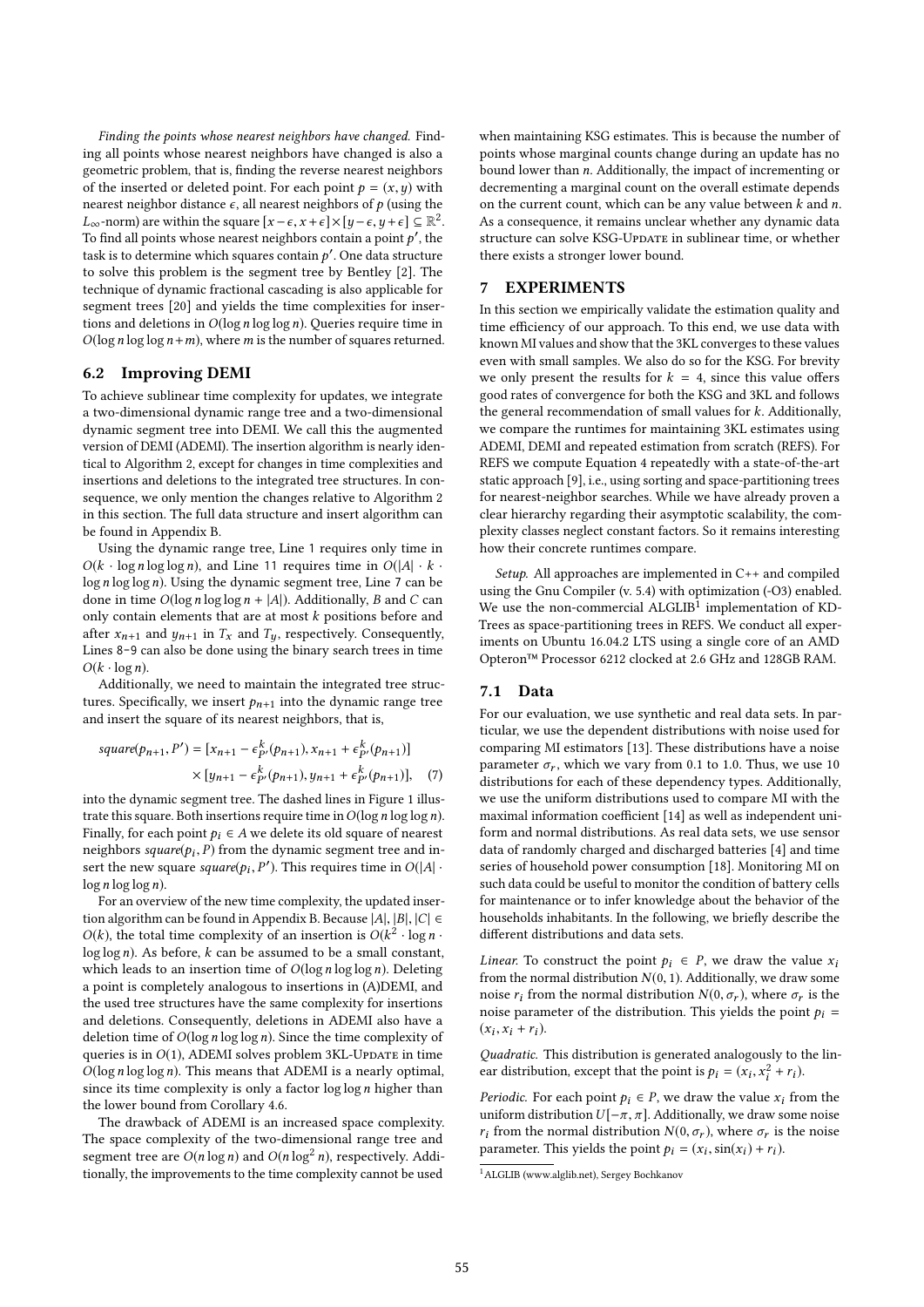*Finding the points whose nearest neighbors have changed.* Finding all points whose nearest neighbors have changed is also a geometric problem, that is, finding the reverse nearest neighbors of the inserted or deleted point. For each point $p = (x, y)$ with nearest neighbor distance $\epsilon$, all nearest neighbors of $p$ (using the $L_\infty$-norm) are within the square $[x-\epsilon, x+\epsilon] \times [y-\epsilon, y+\epsilon] \subseteq \mathbb{R}^2$. To find all points whose nearest neighbors contain a point $p'$, the task is to determine which squares contain $p'$. One data structure to solve this problem is the segment tree by Bentley [2]. The technique of dynamic fractional cascading is also applicable for segment trees [20] and yields the time complexities for insertions and deletions in $O(\log n \log \log n)$. Queries require time in $O(\log n \log \log n + m)$, where $m$ is the number of squares returned.

## 6.2 Improving DEMI

To achieve sublinear time complexity for updates, we integrate a two-dimensional dynamic range tree and a two-dimensional dynamic segment tree into DEMI. We call this the augmented version of DEMI (ADEMI). The insertion algorithm is nearly identical to Algorithm 2, except for changes in time complexities and insertions and deletions to the integrated tree structures. In consequence, we only mention the changes relative to Algorithm 2 in this section. The full data structure and insert algorithm can be found in Appendix B.

Using the dynamic range tree, Line 1 requires only time in $O(k \cdot \log n \log \log n)$, and Line 11 requires time in $O(|A| \cdot k \cdot \log n \log \log n)$. Using the dynamic segment tree, Line 7 can be done in time $O(\log n \log \log n + |A|)$. Additionally, $B$ and $C$ can only contain elements that are at most $k$ positions before and after $x_{n+1}$ and $y_{n+1}$ in $T_x$ and $T_y$, respectively. Consequently, Lines 8–9 can also be done using the binary search trees in time $O(k \cdot \log n)$.

Additionally, we need to maintain the integrated tree structures. Specifically, we insert $p_{n+1}$ into the dynamic range tree and insert the square of its nearest neighbors, that is,

$$
\begin{aligned}
square(p_{n+1}, P') = [&x_{n+1} - \epsilon^k_{P'}(p_{n+1}), x_{n+1} + \epsilon^k_{P'}(p_{n+1})] \\
&\times [y_{n+1} - \epsilon^k_{P'}(p_{n+1}), y_{n+1} + \epsilon^k_{P'}(p_{n+1})], \quad (7)
\end{aligned}
$$

into the dynamic segment tree. The dashed lines in Figure 1 illustrate this square. Both insertions require time in $O(\log n \log \log n)$. Finally, for each point $p_i \in A$ we delete its old square of nearest neighbors $square(p_i, P)$ from the dynamic segment tree and insert the new square $square(p_i, P')$. This requires time in $O(|A| \cdot \log n \log \log n)$.

For an overview of the new time complexity, the updated insertion algorithm can be found in Appendix B. Because $|A|, |B|, |C| \in O(k)$, the total time complexity of an insertion is $O(k^2 \cdot \log n \cdot \log \log n)$. As before, $k$ can be assumed to be a small constant, which leads to an insertion time of $O(\log n \log \log n)$. Deleting a point is completely analogous to insertions in (A)DEMI, and the used tree structures have the same complexity for insertions and deletions. Consequently, deletions in ADEMI also have a deletion time of $O(\log n \log \log n)$. Since the time complexity of queries is in $O(1)$, ADEMI solves problem 3KL-Update in time $O(\log n \log \log n)$. This means that ADEMI is a nearly optimal, since its time complexity is only a factor $\log \log n$ higher than the lower bound from Corollary 4.6.

The drawback of ADEMI is an increased space complexity. The space complexity of the two-dimensional range tree and segment tree are $O(n \log n)$ and $O(n \log^2 n)$, respectively. Additionally, the improvements to the time complexity cannot be used when maintaining KSG estimates. This is because the number of points whose marginal counts change during an update has no bound lower than $n$. Additionally, the impact of incrementing or decrementing a marginal count on the overall estimate depends on the current count, which can be any value between $k$ and $n$. As a consequence, it remains unclear whether any dynamic data structure can solve KSG-Update in sublinear time, or whether there exists a stronger lower bound.

# 7 EXPERIMENTS

In this section we empirically validate the estimation quality and time efficiency of our approach. To this end, we use data with known MI values and show that the 3KL converges to these values even with small samples. We also do so for the KSG. For brevity we only present the results for $k = 4$, since this value offers good rates of convergence for both the KSG and 3KL and follows the general recommendation of small values for $k$. Additionally, we compare the runtimes for maintaining 3KL estimates using ADEMI, DEMI and repeated estimation from scratch (REFS). For REFS we compute Equation 4 repeatedly with a state-of-the-art static approach [9], i.e., using sorting and space-partitioning trees for nearest-neighbor searches. While we have already proven a clear hierarchy regarding their asymptotic scalability, the complexity classes neglect constant factors. So it remains interesting how their concrete runtimes compare.

*Setup.* All approaches are implemented in C++ and compiled using the Gnu Compiler (v. 5.4) with optimization (-O3) enabled. We use the non-commercial ALGLIB[1] implementation of KD-Trees as space-partitioning trees in REFS. We conduct all experiments on Ubuntu 16.04.2 LTS using a single core of an AMD Opteron™ Processor 6212 clocked at 2.6 GHz and 128GB RAM.

## 7.1 Data

For our evaluation, we use synthetic and real data sets. In particular, we use the dependent distributions with noise used for comparing MI estimators [13]. These distributions have a noise parameter $\sigma_r$, which we vary from 0.1 to 1.0. Thus, we use 10 distributions for each of these dependency types. Additionally, we use the uniform distributions used to compare MI with the maximal information coefficient [14] as well as independent uniform and normal distributions. As real data sets, we use sensor data of randomly charged and discharged batteries [4] and time series of household power consumption [18]. Monitoring MI on such data could be useful to monitor the condition of battery cells for maintenance or to infer knowledge about the behavior of the households inhabitants. In the following, we briefly describe the different distributions and data sets.

*Linear.* To construct the point $p_i \in P$, we draw the value $x_i$ from the normal distribution $N(0, 1)$. Additionally, we draw some noise $r_i$ from the normal distribution $N(0, \sigma_r)$, where $\sigma_r$ is the noise parameter of the distribution. This yields the point $p_i = (x_i, x_i + r_i)$.

*Quadratic.* This distribution is generated analogously to the linear distribution, except that the point is $p_i = (x_i, x_i^2 + r_i)$.

*Periodic.* For each point $p_i \in P$, we draw the value $x_i$ from the uniform distribution $U[-\pi, \pi]$. Additionally, we draw some noise $r_i$ from the normal distribution $N(0, \sigma_r)$, where $\sigma_r$ is the noise parameter. This yields the point $p_i = (x_i, \sin(x_i) + r_i)$.

[1] ALGLIB (www.alglib.net), Sergey Bochkanov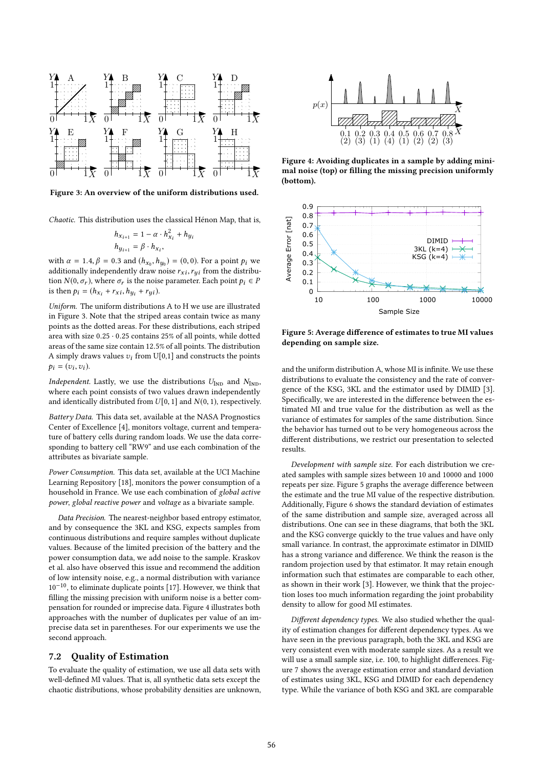Figure 3: An overview of the uniform distributions used.

*Chaotic.* This distribution uses the classical Hénon Map, that is,

$$h_{x_{i+1}} = 1 - \alpha \cdot h_{x_i}^2 + h_{y_i}$$
$$h_{y_{i+1}} = \beta \cdot h_{x_i},$$

with $\alpha = 1.4, \beta = 0.3$ and $(h_{x_0}, h_{y_0}) = (0, 0)$. For a point $p_i$ we additionally independently draw noise $r_{xi}, r_{yi}$ from the distribution $N(0, \sigma_r)$, where $\sigma_r$ is the noise parameter. Each point $p_i \in P$ is then $p_i = (h_{x_i} + r_{xi}, h_{y_i} + r_{yi})$.

*Uniform.* The uniform distributions A to H we use are illustrated in Figure 3. Note that the striped areas contain twice as many points as the dotted areas. For these distributions, each striped area with size $0.25 \cdot 0.25$ contains 25% of all points, while dotted areas of the same size contain 12.5% of all points. The distribution A simply draws values $v_i$ from U[0,1] and constructs the points $p_i = (v_i, v_i)$.

*Independent.* Lastly, we use the distributions $U_{\text{IND}}$ and $N_{\text{IND}}$, where each point consists of two values drawn independently and identically distributed from $U[0, 1]$ and $N(0, 1)$, respectively.

*Battery Data.* This data set, available at the NASA Prognostics Center of Excellence [4], monitors voltage, current and temperature of battery cells during random loads. We use the data corresponding to battery cell "RW9" and use each combination of the attributes as bivariate sample.

*Power Consumption.* This data set, available at the UCI Machine Learning Repository [18], monitors the power consumption of a household in France. We use each combination of *global active power*, *global reactive power* and *voltage* as a bivariate sample.

*Data Precision.* The nearest-neighbor based entropy estimator, and by consequence the 3KL and KSG, expects samples from continuous distributions and require samples without duplicate values. Because of the limited precision of the battery and the power consumption data, we add noise to the sample. Kraskov et al. also have observed this issue and recommend the addition of low intensity noise, e.g., a normal distribution with variance $10^{-10}$, to eliminate duplicate points [17]. However, we think that filling the missing precision with uniform noise is a better compensation for rounded or imprecise data. Figure 4 illustrates both approaches with the number of duplicates per value of an imprecise data set in parentheses. For our experiments we use the second approach.

## 7.2 Quality of Estimation

To evaluate the quality of estimation, we use all data sets with well-defined MI values. That is, all synthetic data sets except the chaotic distributions, whose probability densities are unknown, and the uniform distribution A, whose MI is infinite. We use these distributions to evaluate the consistency and the rate of convergence of the KSG, 3KL and the estimator used by DIMID [3]. Specifically, we are interested in the difference between the estimated MI and true value for the distribution as well as the variance of estimates for samples of the same distribution. Since the behavior has turned out to be very homogeneous across the different distributions, we restrict our presentation to selected results.

Figure 4: Avoiding duplicates in a sample by adding minimal noise (top) or filling the missing precision uniformly (bottom).

Figure 5: Average difference of estimates to true MI values depending on sample size.

*Development with sample size.* For each distribution we created samples with sample sizes between 10 and 10000 and 1000 repeats per size. Figure 5 graphs the average difference between the estimate and the true MI value of the respective distribution. Additionally, Figure 6 shows the standard deviation of estimates of the same distribution and sample size, averaged across all distributions. One can see in these diagrams, that both the 3KL and the KSG converge quickly to the true values and have only small variance. In contrast, the approximate estimator in DIMID has a strong variance and difference. We think the reason is the random projection used by that estimator. It may retain enough information such that estimates are comparable to each other, as shown in their work [3]. However, we think that the projection loses too much information regarding the joint probability density to allow for good MI estimates.

*Different dependency types.* We also studied whether the quality of estimation changes for different dependency types. As we have seen in the previous paragraph, both the 3KL and KSG are very consistent even with moderate sample sizes. As a result we will use a small sample size, i.e. 100, to highlight differences. Figure 7 shows the average estimation error and standard deviation of estimates using 3KL, KSG and DIMID for each dependency type. While the variance of both KSG and 3KL are comparable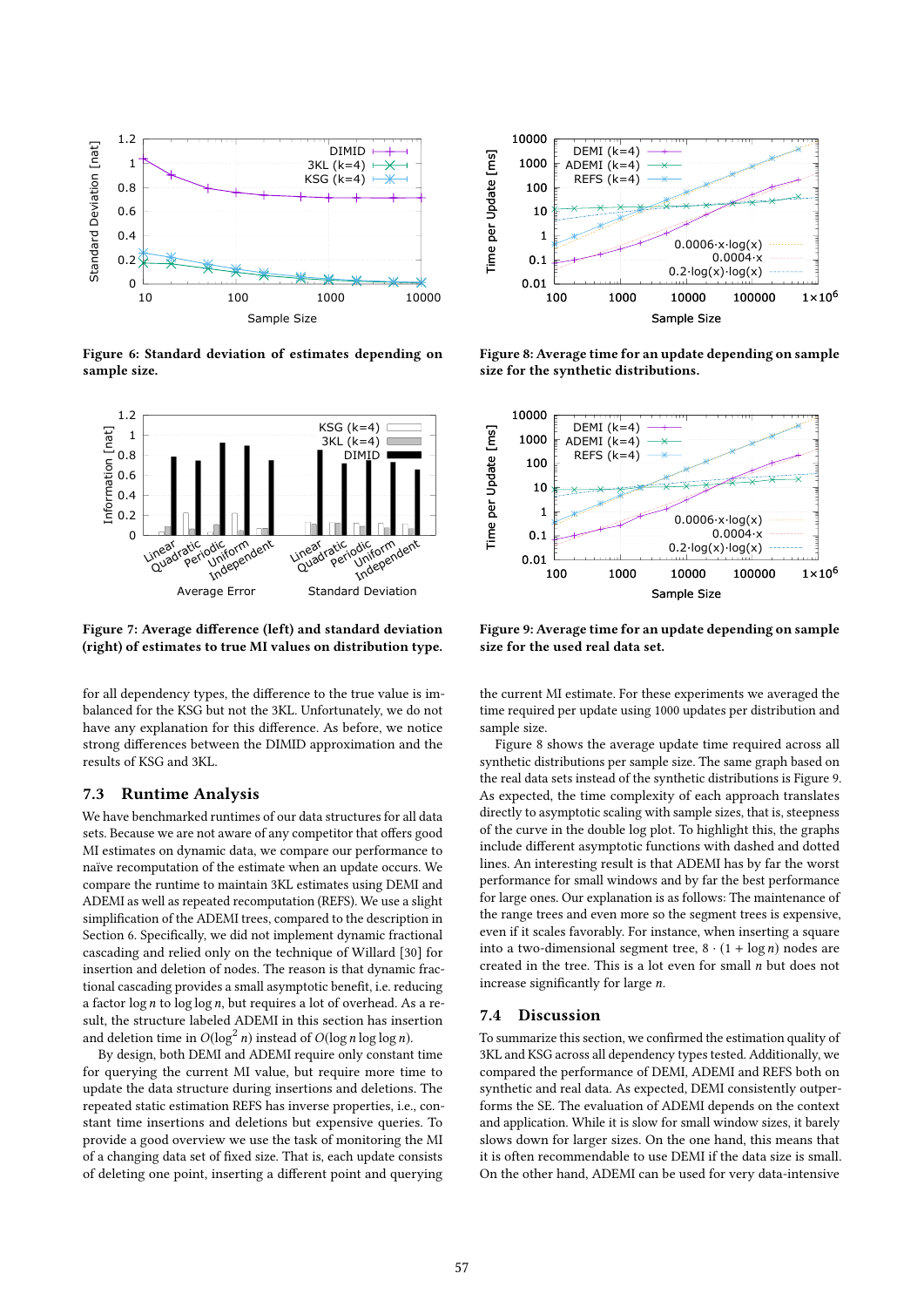Figure 6: Standard deviation of estimates depending on sample size.

Figure 7: Average difference (left) and standard deviation (right) of estimates to true MI values on distribution type.

for all dependency types, the difference to the true value is imbalanced for the KSG but not the 3KL. Unfortunately, we do not have any explanation for this difference. As before, we notice strong differences between the DIMID approximation and the results of KSG and 3KL.

## 7.3 Runtime Analysis

We have benchmarked runtimes of our data structures for all data sets. Because we are not aware of any competitor that offers good MI estimates on dynamic data, we compare our performance to naïve recomputation of the estimate when an update occurs. We compare the runtime to maintain 3KL estimates using DEMI and ADEMI as well as repeated recomputation (REFS). We use a slight simplification of the ADEMI trees, compared to the description in Section 6. Specifically, we did not implement dynamic fractional cascading and relied only on the technique of Willard [30] for insertion and deletion of nodes. The reason is that dynamic fractional cascading provides a small asymptotic benefit, i.e. reducing a factor $\log n$ to $\log \log n$, but requires a lot of overhead. As a result, the structure labeled ADEMI in this section has insertion and deletion time in $O(\log^2 n)$ instead of $O(\log n \log \log n)$.

By design, both DEMI and ADEMI require only constant time for querying the current MI value, but require more time to update the data structure during insertions and deletions. The repeated static estimation REFS has inverse properties, i.e., constant time insertions and deletions but expensive queries. To provide a good overview we use the task of monitoring the MI of a changing data set of fixed size. That is, each update consists of deleting one point, inserting a different point and querying the current MI estimate. For these experiments we averaged the time required per update using 1000 updates per distribution and sample size.

Figure 8: Average time for an update depending on sample size for the synthetic distributions.

Figure 9: Average time for an update depending on sample size for the used real data set.

Figure 8 shows the average update time required across all synthetic distributions per sample size. The same graph based on the real data sets instead of the synthetic distributions is Figure 9. As expected, the time complexity of each approach translates directly to asymptotic scaling with sample sizes, that is, steepness of the curve in the double log plot. To highlight this, the graphs include different asymptotic functions with dashed and dotted lines. An interesting result is that ADEMI has by far the worst performance for small windows and by far the best performance for large ones. Our explanation is as follows: The maintenance of the range trees and even more so the segment trees is expensive, even if it scales favorably. For instance, when inserting a square into a two-dimensional segment tree, $8 \cdot (1 + \log n)$ nodes are created in the tree. This is a lot even for small $n$ but does not increase significantly for large $n$.

## 7.4 Discussion

To summarize this section, we confirmed the estimation quality of 3KL and KSG across all dependency types tested. Additionally, we compared the performance of DEMI, ADEMI and REFS both on synthetic and real data. As expected, DEMI consistently outperforms the SE. The evaluation of ADEMI depends on the context and application. While it is slow for small window sizes, it barely slows down for larger sizes. On the one hand, this means that it is often recommendable to use DEMI if the data size is small. On the other hand, ADEMI can be used for very data-intensive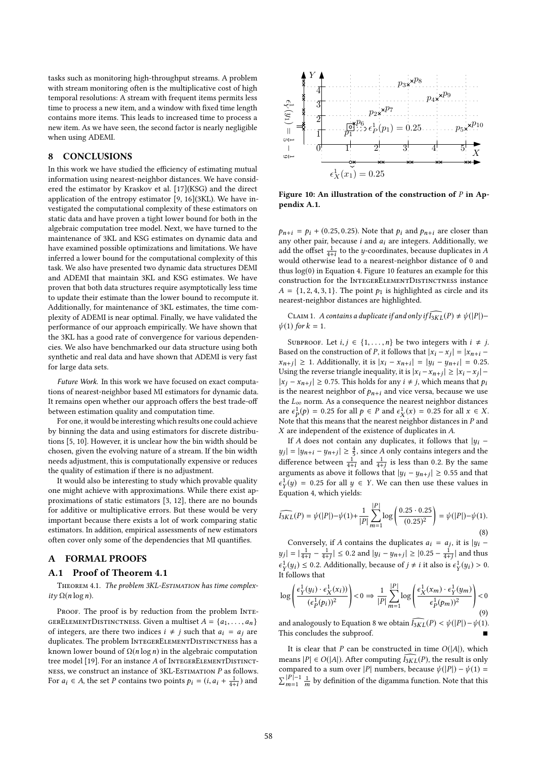tasks such as monitoring high-throughput streams. A problem with stream monitoring often is the multiplicative cost of high temporal resolutions: A stream with frequent items permits less time to process a new item, and a window with fixed time length contains more items. This leads to increased time to process a new item. As we have seen, the second factor is nearly negligible when using ADEMI.

## 8 CONCLUSIONS

In this work we have studied the efficiency of estimating mutual information using nearest-neighbor distances. We have considered the estimator by Kraskov et al. [17](KSG) and the direct application of the entropy estimator [9, 16](3KL). We have investigated the computational complexity of these estimators on static data and have proven a tight lower bound for both in the algebraic computation tree model. Next, we have turned to the maintenance of 3KL and KSG estimates on dynamic data and have examined possible optimizations and limitations. We have inferred a lower bound for the computational complexity of this task. We also have presented two dynamic data structures DEMI and ADEMI that maintain 3KL and KSG estimates. We have proven that both data structures require asymptotically less time to update their estimate than the lower bound to recompute it. Additionally, for maintenance of 3KL estimates, the time complexity of ADEMI is near optimal. Finally, we have validated the performance of our approach empirically. We have shown that the 3KL has a good rate of convergence for various dependencies. We also have benchmarked our data structure using both synthetic and real data and have shown that ADEMI is very fast for large data sets.

*Future Work.* In this work we have focused on exact computations of nearest-neighbor based MI estimators for dynamic data. It remains open whether our approach offers the best trade-off between estimation quality and computation time.

For one, it would be interesting which results one could achieve by binning the data and using estimators for discrete distributions [5, 10]. However, it is unclear how the bin width should be chosen, given the evolving nature of a stream. If the bin width needs adjustment, this is computationally expensive or reduces the quality of estimation if there is no adjustment.

It would also be interesting to study which provable quality one might achieve with approximations. While there exist approximations of static estimators [3, 12], there are no bounds for additive or multiplicative errors. But these would be very important because there exists a lot of work comparing static estimators. In addition, empirical assessments of new estimators often cover only some of the dependencies that MI quantifies.

## A FORMAL PROOFS

### A.1 Proof of Theorem 4.1

THEOREM 4.1. *The problem 3KL-ESTIMATION has time complexity $\Omega(n \log n)$.*

PROOF. The proof is by reduction from the problem INTEGERELEMENTDISTINCTNESS. Given a multiset $A = \{a_1, \ldots, a_n\}$ of integers, are there two indices $i \neq j$ such that $a_i = a_j$ are duplicates. The problem INTEGERELEMENTDISTINCTNESS has a known lower bound of $\Omega(n \log n)$ in the algebraic computation tree model [19]. For an instance $A$ of INTEGERELEMENTDISTINCTNESS, we construct an instance of 3KL-ESTIMATION $P$ as follows. For $a_i \in A$, the set $P$ contains two points $p_i = (i, a_i + \frac{1}{4+i})$ and

Figure 10: An illustration of the construction of $P$ in Appendix A.1.

$p_{n+i} = p_i + (0.25, 0.25)$. Note that $p_i$ and $p_{n+i}$ are closer than any other pair, because $i$ and $a_i$ are integers. Additionally, we add the offset $\frac{1}{4+i}$ to the $y$-coordinates, because duplicates in $A$ would otherwise lead to a nearest-neighbor distance of 0 and thus $\log(0)$ in Equation 4. Figure 10 features an example for this construction for the INTEGERELEMENTDISTINCTNESS instance $A = \{1, 2, 4, 3, 1\}$. The point $p_1$ is highlighted as circle and its nearest-neighbor distances are highlighted.

CLAIM 1. *$A$ contains a duplicate if and only if $\widehat{I_{3KL}}(P) \neq \psi(|P|) - \psi(1)$ for $k = 1$.*

SUBPROOF. Let $i, j \in \{1, \ldots, n\}$ be two integers with $i \neq j$. Based on the construction of $P$, it follows that $|x_i - x_j| = |x_{n+i} - x_{n+j}| \geq 1$. Additionally, it is $|x_i - x_{n+i}| = |y_i - y_{n+i}| = 0.25$. Using the reverse triangle inequality, it is $|x_i - x_{n+j}| \geq |x_i - x_j| - |x_j - x_{n+j}| \geq 0.75$. This holds for any $i \neq j$, which means that $p_i$ is the nearest neighbor of $p_{n+i}$ and vice versa, because we use the $L_\infty$ norm. As a consequence the nearest neighbor distances are $\epsilon_P^1(p) = 0.25$ for all $p \in P$ and $\epsilon_X^1(x) = 0.25$ for all $x \in X$. Note that this means that the nearest neighbor distances in $P$ and $X$ are independent of the existence of duplicates in $A$.

If $A$ does not contain any duplicates, it follows that $|y_i - y_j| = |y_{n+i} - y_{n+j}| \geq \frac{4}{5}$, since $A$ only contains integers and the difference between $\frac{1}{4+i}$ and $\frac{1}{4+j}$ is less than 0.2. By the same arguments as above it follows that $|y_i - y_{n+j}| \geq 0.55$ and that $\epsilon_Y^1(y) = 0.25$ for all $y \in Y$. We can then use these values in Equation 4, which yields:

$$\widehat{I_{3KL}}(P) = \psi(|P|) - \psi(1) + \frac{1}{|P|} \sum_{m=1}^{|P|} \log\left(\frac{0.25 \cdot 0.25}{(0.25)^2}\right) = \psi(|P|) - \psi(1). \tag{8}$$

Conversely, if $A$ contains the duplicates $a_i = a_j$, it is $|y_i - y_j| = |\frac{1}{4+i} - \frac{1}{4+j}| \leq 0.2$ and $|y_i - y_{n+j}| \geq |0.25 - \frac{1}{4+j}|$ and thus $\epsilon_Y^1(y_i) \leq 0.2$. Additionally, because of $j \neq i$ it also is $\epsilon_Y^1(y_i) > 0$. It follows that

$$\log\left(\frac{\epsilon_Y^1(y_i) \cdot \epsilon_X^1(x_i)}{(\epsilon_P^1(p_i))^2}\right) < 0 \Rightarrow \frac{1}{|P|} \sum_{m=1}^{|P|} \log\left(\frac{\epsilon_X^1(x_m) \cdot \epsilon_Y^1(y_m)}{\epsilon_P^1(p_m))^2}\right) < 0 \tag{9}$$

and analogously to Equation 8 we obtain $\widehat{I_{3KL}}(P) < \psi(|P|) - \psi(1)$. This concludes the subproof. ∎

It is clear that $P$ can be constructed in time $O(|A|)$, which means $|P| \in O(|A|)$. After computing $\widehat{I_{3KL}}(P)$, the result is only compared to a sum over $|P|$ numbers, because $\psi(|P|) - \psi(1) = \sum_{m=1}^{|P|-1} \frac{1}{m}$ by definition of the digamma function. Note that this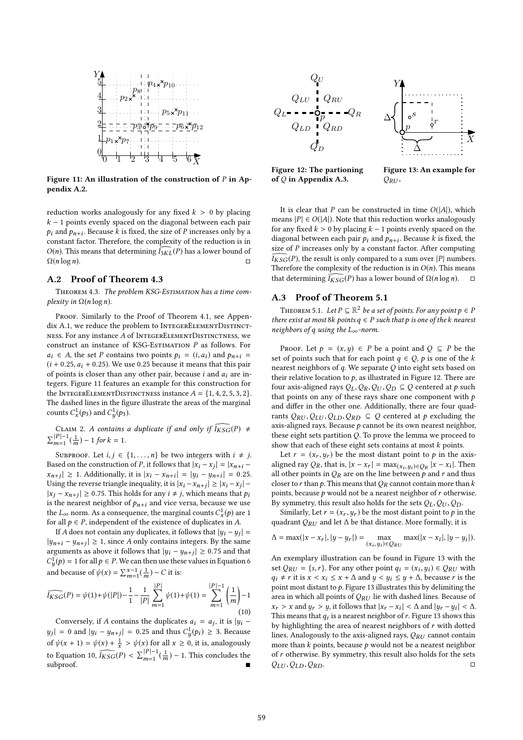Figure 11: An illustration of the construction of $P$ in Appendix A.2.

reduction works analogously for any fixed $k > 0$ by placing $k-1$ points evenly spaced on the diagonal between each pair $p_i$ and $p_{n+i}$. Because $k$ is fixed, the size of $P$ increases only by a constant factor. Therefore, the complexity of the reduction is in $O(n)$. This means that determining $\widehat{I_{3KL}}(P)$ has a lower bound of $\Omega(n \log n)$. □

## A.2 Proof of Theorem 4.3

Theorem 4.3. *The problem KSG-Estimation has a time complexity in $\Omega(n \log n)$.*

Proof. Similarly to the Proof of Theorem 4.1, see Appendix A.1, we reduce the problem to IntegerElementDistinctness. For any instance $A$ of IntegerElementDistinctness, we construct an instance of KSG-Estimation $P$ as follows. For $a_i \in A$, the set $P$ contains two points $p_i = (i, a_i)$ and $p_{n+i} = (i + 0.25, a_i + 0.25)$. We use 0.25 because it means that this pair of points is closer than any other pair, because $i$ and $a_i$ are integers. Figure 11 features an example for this construction for the IntegerElementDistinctness instance $A = \{1, 4, 2, 5, 3, 2\}$. The dashed lines in the figure illustrate the areas of the marginal counts $C_x^1(p_3)$ and $C_y^1(p_3)$.

Claim 2. *$A$ contains a duplicate if and only if $\widehat{I_{KSG}}(P) \neq \sum_{m=1}^{|P|-1}(\frac{1}{m}) - 1$ for $k = 1$.*

Subproof. Let $i, j \in \{1, \ldots, n\}$ be two integers with $i \neq j$. Based on the construction of $P$, it follows that $|x_i - x_j| = |x_{n+i} - x_{n+j}| \geq 1$. Additionally, it is $|x_i - x_{n+i}| = |y_i - y_{n+i}| = 0.25$. Using the reverse triangle inequality, it is $|x_i - x_{n+j}| \geq |x_i - x_j| - |x_j - x_{n+j}| \geq 0.75$. This holds for any $i \neq j$, which means that $p_i$ is the nearest neighbor of $p_{n+i}$ and vice versa, because we use the $L_\infty$ norm. As a consequence, the marginal counts $C_x^1(p)$ are 1 for all $p \in P$, independent of the existence of duplicates in $A$.

If $A$ does not contain any duplicates, it follows that $|y_i - y_j| = |y_{n+i} - y_{n+j}| \geq 1$, since $A$ only contains integers. By the same arguments as above it follows that $|y_i - y_{n+j}| \geq 0.75$ and that $C_y^1(p) = 1$ for all $p \in P$. We can then use these values in Equation 6 and because of $\psi(x) = \sum_{m=1}^{x-1}(\frac{1}{m}) - C$ it is:

$$\widehat{I_{KSG}}(P) = \psi(1) + \psi(|P|) - \frac{1}{1} - \frac{1}{|P|} \sum_{m=1}^{|P|} \psi(1) + \psi(1) = \sum_{m=1}^{|P|-1} \left(\frac{1}{m}\right) - 1 \tag{10}$$

Conversely, if $A$ contains the duplicates $a_i = a_j$, it is $|y_i - y_j| = 0$ and $|y_i - y_{n+j}| = 0.25$ and thus $C_y^1(p_i) \geq 3$. Because of $\psi(x+1) = \psi(x) + \frac{1}{x} > \psi(x)$ for all $x \geq 0$, it is, analogously to Equation 10, $\widehat{I_{KSG}}(P) < \sum_{m=1}^{|P|-1}(\frac{1}{m}) - 1$. This concludes the subproof. ■

It is clear that $P$ can be constructed in time $O(|A|)$, which means $|P| \in O(|A|)$. Note that this reduction works analogously for any fixed $k > 0$ by placing $k-1$ points evenly spaced on the diagonal between each pair $p_i$ and $p_{n+i}$. Because $k$ is fixed, the size of $P$ increases only by a constant factor. After computing $\widehat{I_{KSG}}(P)$, the result is only compared to a sum over $|P|$ numbers. Therefore the complexity of the reduction is in $O(n)$. This means that determining $\widehat{I_{KSG}}(P)$ has a lower bound of $\Omega(n \log n)$. □

Figure 12: The partioning of $Q$ in Appendix A.3.

Figure 13: An example for $Q_{RU}$.

## A.3 Proof of Theorem 5.1

Theorem 5.1. *Let $P \subseteq \mathbb{R}^2$ be a set of points. For any point $p \in P$ there exist at most $8k$ points $q \in P$ such that $p$ is one of the $k$ nearest neighbors of $q$ using the $L_\infty$-norm.*

Proof. Let $p = (x, y) \in P$ be a point and $Q \subseteq P$ be the set of points such that for each point $q \in Q$, $p$ is one of the $k$ nearest neighbors of $q$. We separate $Q$ into eight sets based on their relative location to $p$, as illustrated in Figure 12. There are four axis-aligned rays $Q_L, Q_R, Q_U, Q_D \subseteq Q$ centered at $p$ such that points on any of these rays share one component with $p$ and differ in the other one. Additionally, there are four quadrants $Q_{RU}, Q_{LU}, Q_{LD}, Q_{RD} \subseteq Q$ centered at $p$ excluding the axis-aligned rays. Because $p$ cannot be its own nearest neighbor, these eight sets partition $Q$. To prove the lemma we proceed to show that each of these eight sets contains at most $k$ points.

Let $r = (x_r, y_r)$ be the most distant point to $p$ in the axis-aligned ray $Q_R$, that is, $|x - x_r| = \max_{(x_i, y_i) \in Q_R} |x - x_i|$. Then all other points in $Q_R$ are on the line between $p$ and $r$ and thus closer to $r$ than $p$. This means that $Q_R$ cannot contain more than $k$ points, because $p$ would not be a nearest neighbor of $r$ otherwise. By symmetry, this result also holds for the sets $Q_L, Q_U, Q_D$.

Similarly, Let $r = (x_r, y_r)$ be the most distant point to $p$ in the quadrant $Q_{RU}$ and let $\Delta$ be that distance. More formally, it is

$$\Delta = \max(|x - x_r|, |y - y_r|) = \max_{(x_i, y_i) \in Q_{RU}} \max(|x - x_i|, |y - y_i|).$$

An exemplary illustration can be found in Figure 13 with the set $Q_{RU} = \{s, r\}$. For any other point $q_i = (x_i, y_i) \in Q_{RU}$ with $q_i \neq r$ it is $x < x_i \leq x + \Delta$ and $y < y_i \leq y + \Delta$, because $r$ is the point most distant to $p$. Figure 13 illustrates this by delimiting the area in which all points of $Q_{RU}$ lie with dashed lines. Because of $x_r > x$ and $y_r > y$, it follows that $|x_r - x_i| < \Delta$ and $|y_r - y_i| < \Delta$. This means that $q_i$ is a nearest neighbor of $r$. Figure 13 shows this by highlighting the area of nearest neighbors of $r$ with dotted lines. Analogously to the axis-aligned rays, $Q_{RU}$ cannot contain more than $k$ points, because $p$ would not be a nearest neighbor of $r$ otherwise. By symmetry, this result also holds for the sets $Q_{LU}, Q_{LD}, Q_{RD}$. □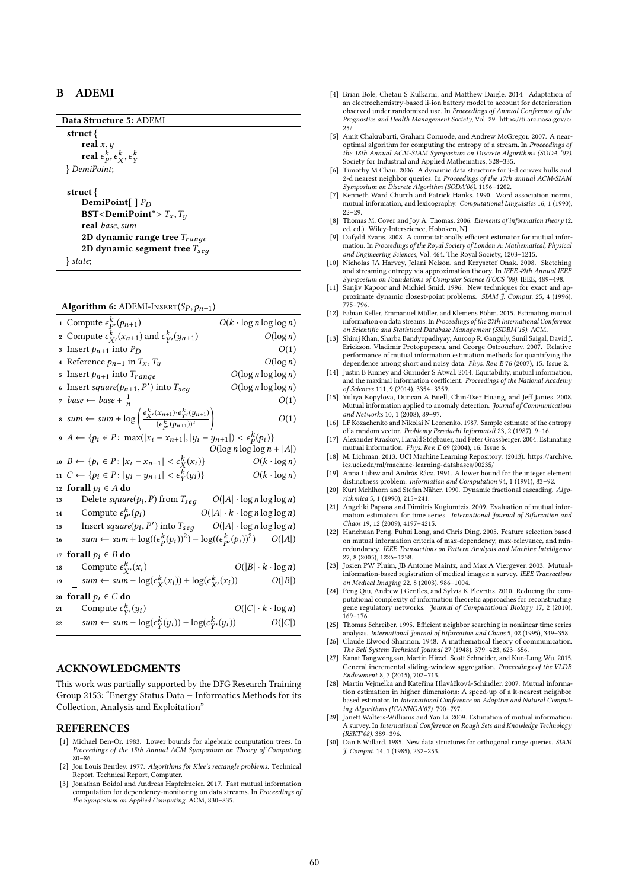## B ADEMI

**Data Structure 5:** ADEMI

```
struct {
    real x, y
    real ε^k_P, ε^k_X, ε^k_Y
} DemiPoint;

struct {
    DemiPoint[ ] P_D
    BST<DemiPoint*> T_x, T_y
    real base, sum
    2D dynamic range tree T_range
    2D dynamic segment tree T_seg
} state;
```

**Algorithm 6:** ADEMI-INSERT($S_P, p_{n+1}$)

1. Compute $\epsilon^k_{P'}(p_{n+1})$ — $O(k \cdot \log n \log\log n)$
2. Compute $\epsilon^k_{X'}(x_{n+1})$ and $\epsilon^k_{Y'}(y_{n+1})$ — $O(\log n)$
3. Insert $p_{n+1}$ into $P_D$ — $O(1)$
4. Reference $p_{n+1}$ in $T_x, T_y$ — $O(\log n)$
5. Insert $p_{n+1}$ into $T_{range}$ — $O(\log n \log\log n)$
6. Insert $square(p_{n+1}, P')$ into $T_{seg}$ — $O(\log n \log\log n)$
7. $base \leftarrow base + \frac{1}{n}$ — $O(1)$
8. $sum \leftarrow sum + \log\left(\frac{\epsilon^k_{X'}(x_{n+1}) \cdot \epsilon^k_{Y'}(y_{n+1})}{(\epsilon^k_{P'}(p_{n+1}))^2}\right)$ — $O(1)$
9. $A \leftarrow \{p_i \in P\colon \max(|x_i - x_{n+1}|, |y_i - y_{n+1}|) < \epsilon^k_P(p_i)\}$ — $O(\log n \log\log n + |A|)$
10. $B \leftarrow \{p_i \in P\colon |x_i - x_{n+1}| < \epsilon^k_X(x_i)\}$ — $O(k \cdot \log n)$
11. $C \leftarrow \{p_i \in P\colon |y_i - y_{n+1}| < \epsilon^k_Y(y_i)\}$ — $O(k \cdot \log n)$
12. **forall** $p_i \in A$ **do**
13. Delete $square(p_i, P)$ from $T_{seg}$ — $O(|A| \cdot \log n \log\log n)$
14. Compute $\epsilon^k_{P'}(p_i)$ — $O(|A| \cdot k \cdot \log n \log\log n)$
15. Insert $square(p_i, P')$ into $T_{seg}$ — $O(|A| \cdot \log n \log\log n)$
16. $sum \leftarrow sum + \log((\epsilon^k_P(p_i))^2) - \log((\epsilon^k_{P'}(p_i))^2)$ — $O(|A|)$
17. **forall** $p_i \in B$ **do**
18. Compute $\epsilon^k_{X'}(x_i)$ — $O(|B| \cdot k \cdot \log n)$
19. $sum \leftarrow sum - \log(\epsilon^k_X(x_i)) + \log(\epsilon^k_{X'}(x_i))$ — $O(|B|)$
20. **forall** $p_i \in C$ **do**
21. Compute $\epsilon^k_{Y'}(y_i)$ — $O(|C| \cdot k \cdot \log n)$
22. $sum \leftarrow sum - \log(\epsilon^k_Y(y_i)) + \log(\epsilon^k_{Y'}(y_i))$ — $O(|C|)$

## ACKNOWLEDGMENTS

This work was partially supported by the DFG Research Training Group 2153: "Energy Status Data – Informatics Methods for its Collection, Analysis and Exploitation"

## REFERENCES

[1] Michael Ben-Or. 1983. Lower bounds for algebraic computation trees. In *Proceedings of the 15th Annual ACM Symposium on Theory of Computing*. 80–86.

[2] Jon Louis Bentley. 1977. *Algorithms for Klee's rectangle problems*. Technical Report. Technical Report, Computer.

[3] Jonathan Boidol and Andreas Hapfelmeier. 2017. Fast mutual information computation for dependency-monitoring on data streams. In *Proceedings of the Symposium on Applied Computing*. ACM, 830–835.

[4] Brian Bole, Chetan S Kulkarni, and Matthew Daigle. 2014. Adaptation of an electrochemistry-based li-ion battery model to account for deterioration observed under randomized use. In *Proceedings of Annual Conference of the Prognostics and Health Management Society*, Vol. 29. https://ti.arc.nasa.gov/c/25/

[5] Amit Chakrabarti, Graham Cormode, and Andrew McGregor. 2007. A near-optimal algorithm for computing the entropy of a stream. In *Proceedings of the 18th Annual ACM-SIAM Symposium on Discrete Algorithms (SODA '07)*. Society for Industrial and Applied Mathematics, 328–335.

[6] Timothy M Chan. 2006. A dynamic data structure for 3-d convex hulls and 2-d nearest neighbor queries. In *Proceedings of the 17th annual ACM-SIAM Symposium on Discrete Algorithm (SODA'06)*. 1196–1202.

[7] Kenneth Ward Church and Patrick Hanks. 1990. Word association norms, mutual information, and lexicography. *Computational Linguistics* 16, 1 (1990), 22–29.

[8] Thomas M. Cover and Joy A. Thomas. 2006. *Elements of information theory* (2. ed. ed.). Wiley-Interscience, Hoboken, NJ.

[9] Dafydd Evans. 2008. A computationally efficient estimator for mutual information. In *Proceedings of the Royal Society of London A: Mathematical, Physical and Engineering Sciences*, Vol. 464. The Royal Society, 1203–1215.

[10] Nicholas JA Harvey, Jelani Nelson, and Krzysztof Onak. 2008. Sketching and streaming entropy via approximation theory. In *IEEE 49th Annual IEEE Symposium on Foundations of Computer Science (FOCS '08)*. IEEE, 489–498.

[11] Sanjiv Kapoor and Michiel Smid. 1996. New techniques for exact and approximate dynamic closest-point problems. *SIAM J. Comput.* 25, 4 (1996), 775–796.

[12] Fabian Keller, Emmanuel Müller, and Klemens Böhm. 2015. Estimating mutual information on data streams. In *Proceedings of the 27th International Conference on Scientific and Statistical Database Management (SSDBM'15)*. ACM.

[13] Shiraj Khan, Sharba Bandyopadhyay, Auroop R. Ganguly, Sunil Saigal, David J. Erickson, Vladimir Protopopescu, and George Ostrouchov. 2007. Relative performance of mutual information estimation methods for quantifying the dependence among short and noisy data. *Phys. Rev. E* 76 (2007), 15. Issue 2.

[14] Justin B Kinney and Gurinder S Atwal. 2014. Equitability, mutual information, and the maximal information coefficient. *Proceedings of the National Academy of Sciences* 111, 9 (2014), 3354–3359.

[15] Yuliya Kopylova, Duncan A Buell, Chin-Tser Huang, and Jeff Janies. 2008. Mutual information applied to anomaly detection. *Journal of Communications and Networks* 10, 1 (2008), 89–97.

[16] LF Kozachenko and Nikolai N Leonenko. 1987. Sample estimate of the entropy of a random vector. *Problemy Peredachi Informatsii* 23, 2 (1987), 9–16.

[17] Alexander Kraskov, Harald Stögbauer, and Peter Grassberger. 2004. Estimating mutual information. *Phys. Rev. E* 69 (2004), 16. Issue 6.

[18] M. Lichman. 2013. UCI Machine Learning Repository. (2013). https://archive.ics.uci.edu/ml/machine-learning-databases/00235/

[19] Anna Lubiw and András Rácz. 1991. A lower bound for the integer element distinctness problem. *Information and Computation* 94, 1 (1991), 83–92.

[20] Kurt Mehlhorn and Stefan Näher. 1990. Dynamic fractional cascading. *Algorithmica* 5, 1 (1990), 215–241.

[21] Angeliki Papana and Dimitris Kugiumtzis. 2009. Evaluation of mutual information estimators for time series. *International Journal of Bifurcation and Chaos* 19, 12 (2009), 4197–4215.

[22] Hanchuan Peng, Fuhui Long, and Chris Ding. 2005. Feature selection based on mutual information criteria of max-dependency, max-relevance, and min-redundancy. *IEEE Transactions on Pattern Analysis and Machine Intelligence* 27, 8 (2005), 1226–1238.

[23] Josien PW Pluim, JB Antoine Maintz, and Max A Viergever. 2003. Mutual-information-based registration of medical images: a survey. *IEEE Transactions on Medical Imaging* 22, 8 (2003), 986–1004.

[24] Peng Qiu, Andrew J Gentles, and Sylvia K Plevritis. 2010. Reducing the computational complexity of information theoretic approaches for reconstructing gene regulatory networks. *Journal of Computational Biology* 17, 2 (2010), 169–176.

[25] Thomas Schreiber. 1995. Efficient neighbor searching in nonlinear time series analysis. *International Journal of Bifurcation and Chaos* 5, 02 (1995), 349–358.

[26] Claude Elwood Shannon. 1948. A mathematical theory of communication. *The Bell System Technical Journal* 27 (1948), 379–423, 623–656.

[27] Kanat Tangwongsan, Martin Hirzel, Scott Schneider, and Kun-Lung Wu. 2015. General incremental sliding-window aggregation. *Proceedings of the VLDB Endowment* 8, 7 (2015), 702–713.

[28] Martin Vejmelka and Kateřina Hlaváčková-Schindler. 2007. Mutual information estimation in higher dimensions: A speed-up of a k-nearest neighbor based estimator. In *International Conference on Adaptive and Natural Computing Algorithms (ICANNGA'07)*. 790–797.

[29] Janett Walters-Williams and Yan Li. 2009. Estimation of mutual information: A survey. In *International Conference on Rough Sets and Knowledge Technology (RSKT'08)*. 389–396.

[30] Dan E Willard. 1985. New data structures for orthogonal range queries. *SIAM J. Comput.* 14, 1 (1985), 232–253.